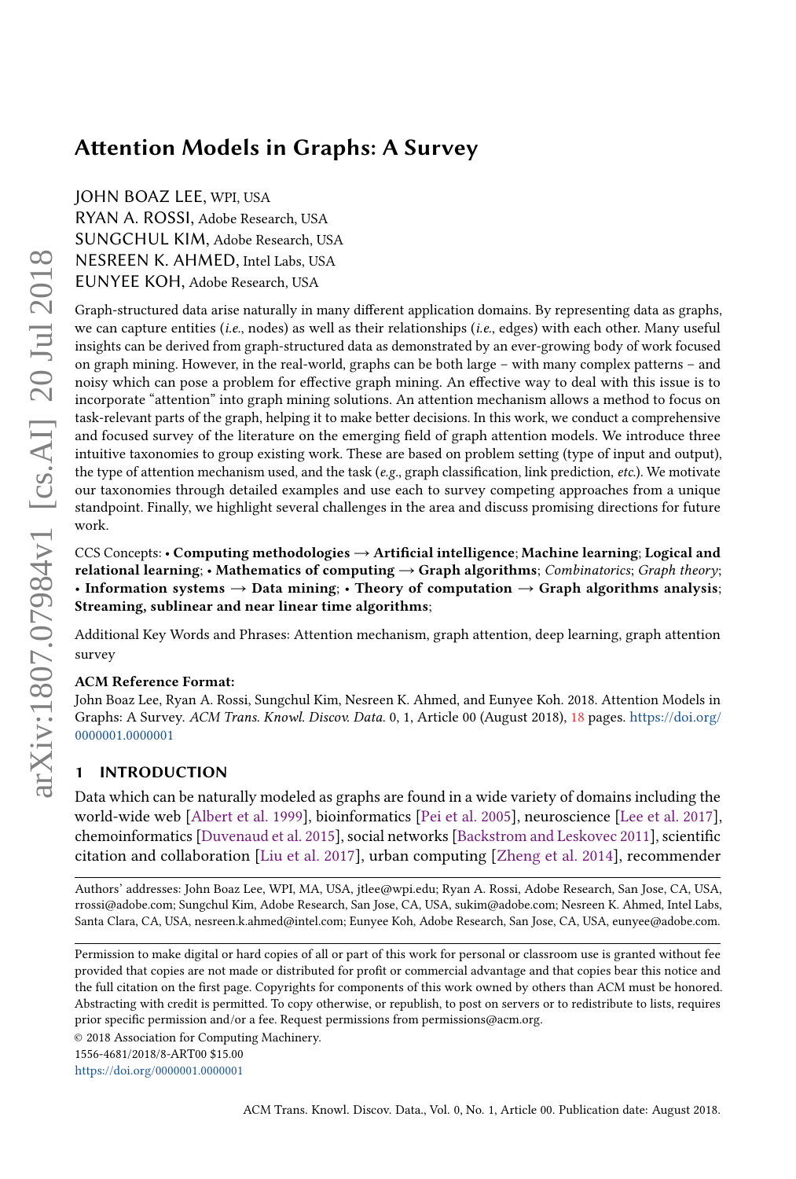# Attention Models in Graphs: A Survey

JOHN BOAZ LEE, WPI, USA

RYAN A. ROSSI, Adobe Research, USA

SUNGCHUL KIM, Adobe Research, USA

NESREEN K. AHMED, Intel Labs, USA

EUNYEE KOH, Adobe Research, USA

Graph-structured data arise naturally in many different application domains. By representing data as graphs, we can capture entities (*i.e.*, nodes) as well as their relationships (*i.e.*, edges) with each other. Many useful insights can be derived from graph-structured data as demonstrated by an ever-growing body of work focused on graph mining. However, in the real-world, graphs can be both large – with many complex patterns – and noisy which can pose a problem for effective graph mining. An effective way to deal with this issue is to incorporate "attention" into graph mining solutions. An attention mechanism allows a method to focus on task-relevant parts of the graph, helping it to make better decisions. In this work, we conduct a comprehensive and focused survey of the literature on the emerging field of graph attention models. We introduce three intuitive taxonomies to group existing work. These are based on problem setting (type of input and output), the type of attention mechanism used, and the task (*e.g.*, graph classification, link prediction, *etc.*). We motivate our taxonomies through detailed examples and use each to survey competing approaches from a unique standpoint. Finally, we highlight several challenges in the area and discuss promising directions for future work.

CCS Concepts: • **Computing methodologies → Artificial intelligence**; **Machine learning**; **Logical and relational learning**; • **Mathematics of computing → Graph algorithms**; *Combinatorics*; *Graph theory*; • **Information systems → Data mining**; • **Theory of computation → Graph algorithms analysis**; **Streaming, sublinear and near linear time algorithms**;

Additional Key Words and Phrases: Attention mechanism, graph attention, deep learning, graph attention survey

**ACM Reference Format:**

John Boaz Lee, Ryan A. Rossi, Sungchul Kim, Nesreen K. Ahmed, and Eunyee Koh. 2018. Attention Models in Graphs: A Survey. *ACM Trans. Knowl. Discov. Data.* 0, 1, Article 00 (August 2018), 18 pages. https://doi.org/0000001.0000001

## 1 INTRODUCTION

Data which can be naturally modeled as graphs are found in a wide variety of domains including the world-wide web [Albert et al. 1999], bioinformatics [Pei et al. 2005], neuroscience [Lee et al. 2017], chemoinformatics [Duvenaud et al. 2015], social networks [Backstrom and Leskovec 2011], scientific citation and collaboration [Liu et al. 2017], urban computing [Zheng et al. 2014], recommender

Authors' addresses: John Boaz Lee, WPI, MA, USA, jtlee@wpi.edu; Ryan A. Rossi, Adobe Research, San Jose, CA, USA, rrossi@adobe.com; Sungchul Kim, Adobe Research, San Jose, CA, USA, sukim@adobe.com; Nesreen K. Ahmed, Intel Labs, Santa Clara, CA, USA, nesreen.k.ahmed@intel.com; Eunyee Koh, Adobe Research, San Jose, CA, USA, eunyee@adobe.com.

Permission to make digital or hard copies of all or part of this work for personal or classroom use is granted without fee provided that copies are not made or distributed for profit or commercial advantage and that copies bear this notice and the full citation on the first page. Copyrights for components of this work owned by others than ACM must be honored. Abstracting with credit is permitted. To copy otherwise, or republish, to post on servers or to redistribute to lists, requires prior specific permission and/or a fee. Request permissions from permissions@acm.org.

© 2018 Association for Computing Machinery.

1556-4681/2018/8-ART00 $15.00

https://doi.org/0000001.0000001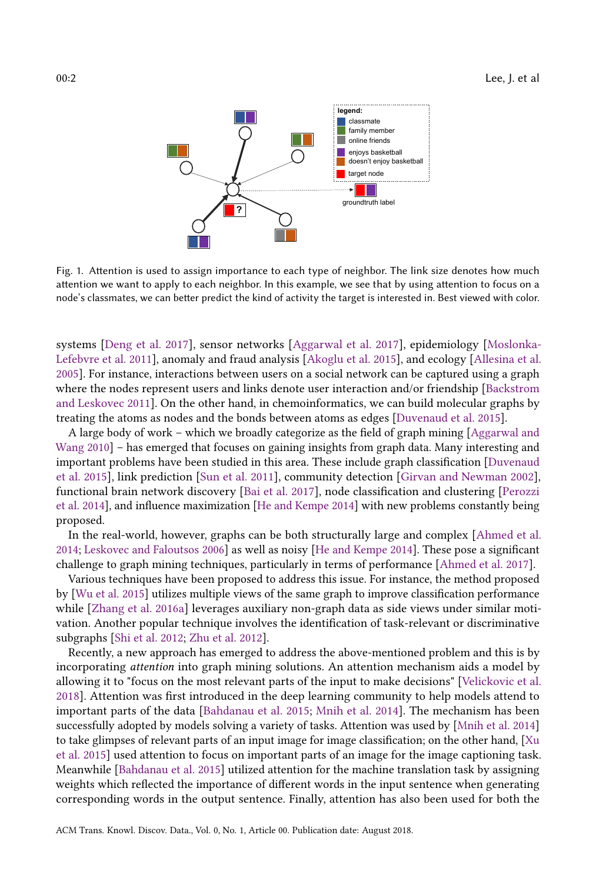Fig. 1. Attention is used to assign importance to each type of neighbor. The link size denotes how much attention we want to apply to each neighbor. In this example, we see that by using attention to focus on a node's classmates, we can better predict the kind of activity the target is interested in. Best viewed with color.

systems [Deng et al. 2017], sensor networks [Aggarwal et al. 2017], epidemiology [Moslonka-Lefebvre et al. 2011], anomaly and fraud analysis [Akoglu et al. 2015], and ecology [Allesina et al. 2005]. For instance, interactions between users on a social network can be captured using a graph where the nodes represent users and links denote user interaction and/or friendship [Backstrom and Leskovec 2011]. On the other hand, in chemoinformatics, we can build molecular graphs by treating the atoms as nodes and the bonds between atoms as edges [Duvenaud et al. 2015].

A large body of work – which we broadly categorize as the field of graph mining [Aggarwal and Wang 2010] – has emerged that focuses on gaining insights from graph data. Many interesting and important problems have been studied in this area. These include graph classification [Duvenaud et al. 2015], link prediction [Sun et al. 2011], community detection [Girvan and Newman 2002], functional brain network discovery [Bai et al. 2017], node classification and clustering [Perozzi et al. 2014], and influence maximization [He and Kempe 2014] with new problems constantly being proposed.

In the real-world, however, graphs can be both structurally large and complex [Ahmed et al. 2014; Leskovec and Faloutsos 2006] as well as noisy [He and Kempe 2014]. These pose a significant challenge to graph mining techniques, particularly in terms of performance [Ahmed et al. 2017].

Various techniques have been proposed to address this issue. For instance, the method proposed by [Wu et al. 2015] utilizes multiple views of the same graph to improve classification performance while [Zhang et al. 2016a] leverages auxiliary non-graph data as side views under similar motivation. Another popular technique involves the identification of task-relevant or discriminative subgraphs [Shi et al. 2012; Zhu et al. 2012].

Recently, a new approach has emerged to address the above-mentioned problem and this is by incorporating *attention* into graph mining solutions. An attention mechanism aids a model by allowing it to "focus on the most relevant parts of the input to make decisions" [Velickovic et al. 2018]. Attention was first introduced in the deep learning community to help models attend to important parts of the data [Bahdanau et al. 2015; Mnih et al. 2014]. The mechanism has been successfully adopted by models solving a variety of tasks. Attention was used by [Mnih et al. 2014] to take glimpses of relevant parts of an input image for image classification; on the other hand, [Xu et al. 2015] used attention to focus on important parts of an image for the image captioning task. Meanwhile [Bahdanau et al. 2015] utilized attention for the machine translation task by assigning weights which reflected the importance of different words in the input sentence when generating corresponding words in the output sentence. Finally, attention has also been used for both the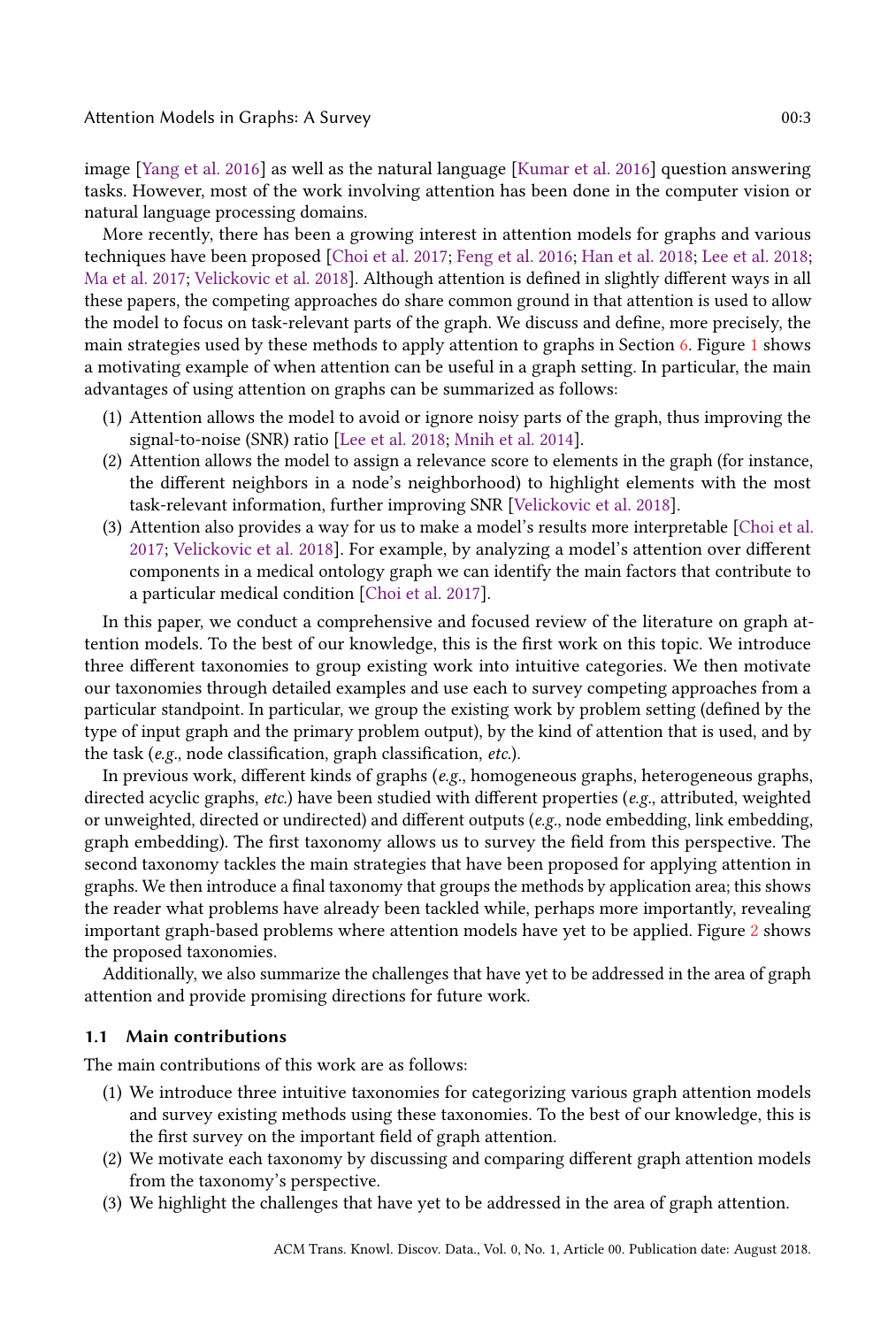image [Yang et al. 2016] as well as the natural language [Kumar et al. 2016] question answering tasks. However, most of the work involving attention has been done in the computer vision or natural language processing domains.

More recently, there has been a growing interest in attention models for graphs and various techniques have been proposed [Choi et al. 2017; Feng et al. 2016; Han et al. 2018; Lee et al. 2018; Ma et al. 2017; Velickovic et al. 2018]. Although attention is defined in slightly different ways in all these papers, the competing approaches do share common ground in that attention is used to allow the model to focus on task-relevant parts of the graph. We discuss and define, more precisely, the main strategies used by these methods to apply attention to graphs in Section 6. Figure 1 shows a motivating example of when attention can be useful in a graph setting. In particular, the main advantages of using attention on graphs can be summarized as follows:

1. Attention allows the model to avoid or ignore noisy parts of the graph, thus improving the signal-to-noise (SNR) ratio [Lee et al. 2018; Mnih et al. 2014].
2. Attention allows the model to assign a relevance score to elements in the graph (for instance, the different neighbors in a node's neighborhood) to highlight elements with the most task-relevant information, further improving SNR [Velickovic et al. 2018].
3. Attention also provides a way for us to make a model's results more interpretable [Choi et al. 2017; Velickovic et al. 2018]. For example, by analyzing a model's attention over different components in a medical ontology graph we can identify the main factors that contribute to a particular medical condition [Choi et al. 2017].

In this paper, we conduct a comprehensive and focused review of the literature on graph attention models. To the best of our knowledge, this is the first work on this topic. We introduce three different taxonomies to group existing work into intuitive categories. We then motivate our taxonomies through detailed examples and use each to survey competing approaches from a particular standpoint. In particular, we group the existing work by problem setting (defined by the type of input graph and the primary problem output), by the kind of attention that is used, and by the task (*e.g.*, node classification, graph classification, *etc.*).

In previous work, different kinds of graphs (*e.g.*, homogeneous graphs, heterogeneous graphs, directed acyclic graphs, *etc.*) have been studied with different properties (*e.g.*, attributed, weighted or unweighted, directed or undirected) and different outputs (*e.g.*, node embedding, link embedding, graph embedding). The first taxonomy allows us to survey the field from this perspective. The second taxonomy tackles the main strategies that have been proposed for applying attention in graphs. We then introduce a final taxonomy that groups the methods by application area; this shows the reader what problems have already been tackled while, perhaps more importantly, revealing important graph-based problems where attention models have yet to be applied. Figure 2 shows the proposed taxonomies.

Additionally, we also summarize the challenges that have yet to be addressed in the area of graph attention and provide promising directions for future work.

### 1.1 Main contributions

The main contributions of this work are as follows:

1. We introduce three intuitive taxonomies for categorizing various graph attention models and survey existing methods using these taxonomies. To the best of our knowledge, this is the first survey on the important field of graph attention.
2. We motivate each taxonomy by discussing and comparing different graph attention models from the taxonomy's perspective.
3. We highlight the challenges that have yet to be addressed in the area of graph attention.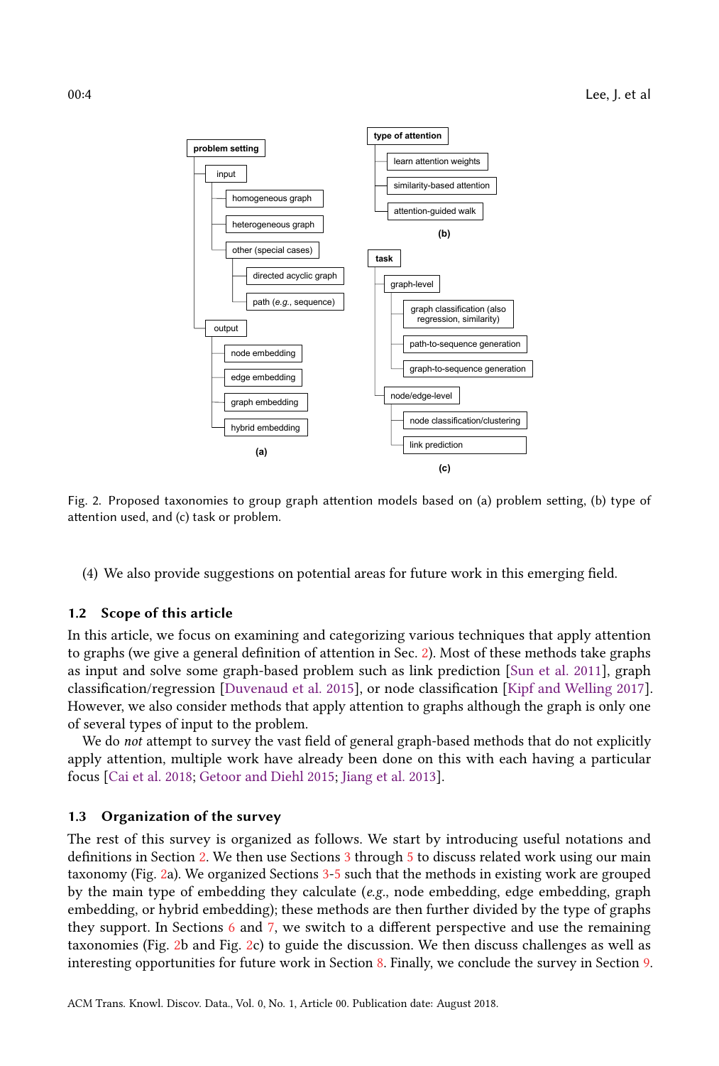problem setting
- input
  - homogeneous graph
  - heterogeneous graph
  - other (special cases)
    - directed acyclic graph
    - path (*e.g.*, sequence)
- output
  - node embedding
  - edge embedding
  - graph embedding
  - hybrid embedding

(a)

type of attention
- learn attention weights
- similarity-based attention
- attention-guided walk

(b)

task
- graph-level
  - graph classification (also regression, similarity)
  - path-to-sequence generation
  - graph-to-sequence generation
- node/edge-level
  - node classification/clustering
  - link prediction

(c)

Fig. 2. Proposed taxonomies to group graph attention models based on (a) problem setting, (b) type of attention used, and (c) task or problem.

(4) We also provide suggestions on potential areas for future work in this emerging field.

## 1.2 Scope of this article

In this article, we focus on examining and categorizing various techniques that apply attention to graphs (we give a general definition of attention in Sec. 2). Most of these methods take graphs as input and solve some graph-based problem such as link prediction [Sun et al. 2011], graph classification/regression [Duvenaud et al. 2015], or node classification [Kipf and Welling 2017]. However, we also consider methods that apply attention to graphs although the graph is only one of several types of input to the problem.

We do *not* attempt to survey the vast field of general graph-based methods that do not explicitly apply attention, multiple work have already been done on this with each having a particular focus [Cai et al. 2018; Getoor and Diehl 2015; Jiang et al. 2013].

## 1.3 Organization of the survey

The rest of this survey is organized as follows. We start by introducing useful notations and definitions in Section 2. We then use Sections 3 through 5 to discuss related work using our main taxonomy (Fig. 2a). We organized Sections 3-5 such that the methods in existing work are grouped by the main type of embedding they calculate (*e.g.*, node embedding, edge embedding, graph embedding, or hybrid embedding); these methods are then further divided by the type of graphs they support. In Sections 6 and 7, we switch to a different perspective and use the remaining taxonomies (Fig. 2b and Fig. 2c) to guide the discussion. We then discuss challenges as well as interesting opportunities for future work in Section 8. Finally, we conclude the survey in Section 9.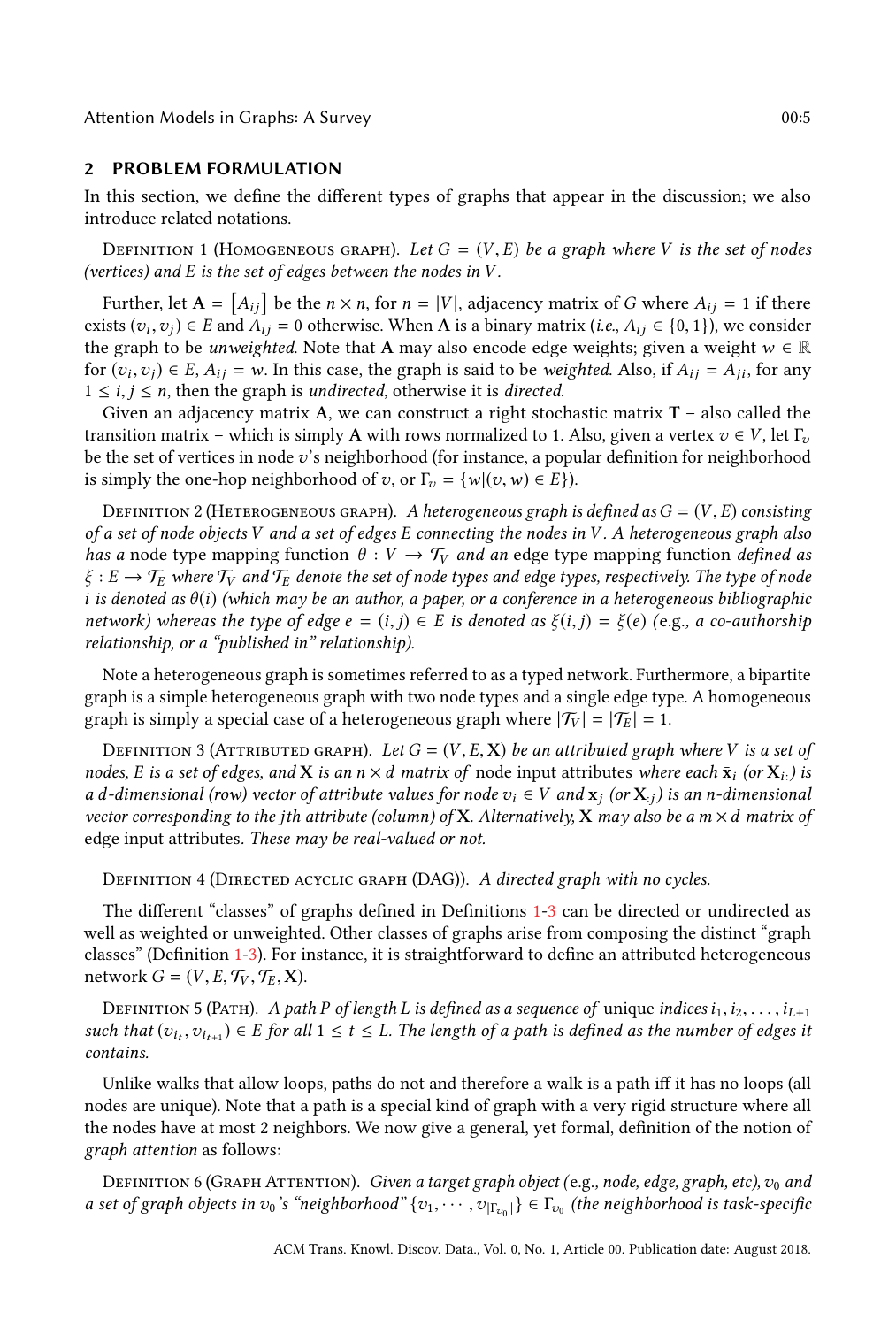## 2 PROBLEM FORMULATION

In this section, we define the different types of graphs that appear in the discussion; we also introduce related notations.

Definition 1 (Homogeneous graph). *Let $G = (V, E)$ be a graph where $V$ is the set of nodes (vertices) and $E$ is the set of edges between the nodes in $V$.*

Further, let $\mathbf{A} = [A_{ij}]$ be the $n \times n$, for $n = |V|$, adjacency matrix of $G$ where $A_{ij} = 1$ if there exists $(v_i, v_j) \in E$ and $A_{ij} = 0$ otherwise. When $\mathbf{A}$ is a binary matrix (*i.e.*, $A_{ij} \in \{0, 1\}$), we consider the graph to be *unweighted*. Note that $\mathbf{A}$ may also encode edge weights; given a weight $w \in \mathbb{R}$ for $(v_i, v_j) \in E$, $A_{ij} = w$. In this case, the graph is said to be *weighted*. Also, if $A_{ij} = A_{ji}$, for any $1 \le i, j \le n$, then the graph is *undirected*, otherwise it is *directed*.

Given an adjacency matrix $\mathbf{A}$, we can construct a right stochastic matrix $\mathbf{T}$ – also called the transition matrix – which is simply $\mathbf{A}$ with rows normalized to 1. Also, given a vertex $v \in V$, let $\Gamma_v$ be the set of vertices in node $v$'s neighborhood (for instance, a popular definition for neighborhood is simply the one-hop neighborhood of $v$, or $\Gamma_v = \{w | (v, w) \in E\}$).

Definition 2 (Heterogeneous graph). *A heterogeneous graph is defined as $G = (V, E)$ consisting of a set of node objects $V$ and a set of edges $E$ connecting the nodes in $V$. A heterogeneous graph also has a* node type mapping function *$\theta : V \to \mathcal{T}_V$ and an* edge type mapping function *defined as $\xi : E \to \mathcal{T}_E$ where $\mathcal{T}_V$ and $\mathcal{T}_E$ denote the set of node types and edge types, respectively. The type of node $i$ is denoted as $\theta(i)$ (which may be an author, a paper, or a conference in a heterogeneous bibliographic network) whereas the type of edge $e = (i, j) \in E$ is denoted as $\xi(i, j) = \xi(e)$ (*e.g.*, a co-authorship relationship, or a "published in" relationship).*

Note a heterogeneous graph is sometimes referred to as a typed network. Furthermore, a bipartite graph is a simple heterogeneous graph with two node types and a single edge type. A homogeneous graph is simply a special case of a heterogeneous graph where $|\mathcal{T}_V| = |\mathcal{T}_E| = 1$.

Definition 3 (Attributed graph). *Let $G = (V, E, \mathbf{X})$ be an attributed graph where $V$ is a set of nodes, $E$ is a set of edges, and $\mathbf{X}$ is an $n \times d$ matrix of* node input attributes *where each $\bar{\mathbf{x}}_i$ (or $\mathbf{X}_{i:}$) is a $d$-dimensional (row) vector of attribute values for node $v_i \in V$ and $\mathbf{x}_j$ (or $\mathbf{X}_{:j}$) is an $n$-dimensional vector corresponding to the $j$th attribute (column) of $\mathbf{X}$. Alternatively, $\mathbf{X}$ may also be a $m \times d$ matrix of* edge input attributes. *These may be real-valued or not.*

Definition 4 (Directed acyclic graph (DAG)). *A directed graph with no cycles.*

The different "classes" of graphs defined in Definitions 1-3 can be directed or undirected as well as weighted or unweighted. Other classes of graphs arise from composing the distinct "graph classes" (Definition 1-3). For instance, it is straightforward to define an attributed heterogeneous network $G = (V, E, \mathcal{T}_V, \mathcal{T}_E, \mathbf{X})$.

Definition 5 (Path). *A path $P$ of length $L$ is defined as a sequence of* unique *indices $i_1, i_2, \ldots, i_{L+1}$ such that $(v_{i_t}, v_{i_{t+1}}) \in E$ for all $1 \le t \le L$. The length of a path is defined as the number of edges it contains.*

Unlike walks that allow loops, paths do not and therefore a walk is a path iff it has no loops (all nodes are unique). Note that a path is a special kind of graph with a very rigid structure where all the nodes have at most 2 neighbors. We now give a general, yet formal, definition of the notion of *graph attention* as follows:

Definition 6 (Graph Attention). *Given a target graph object (*e.g.*, node, edge, graph, etc), $v_0$ and a set of graph objects in $v_0$'s "neighborhood" $\{v_1, \cdots, v_{|\Gamma_{v_0}|}\} \in \Gamma_{v_0}$ (the neighborhood is task-specific*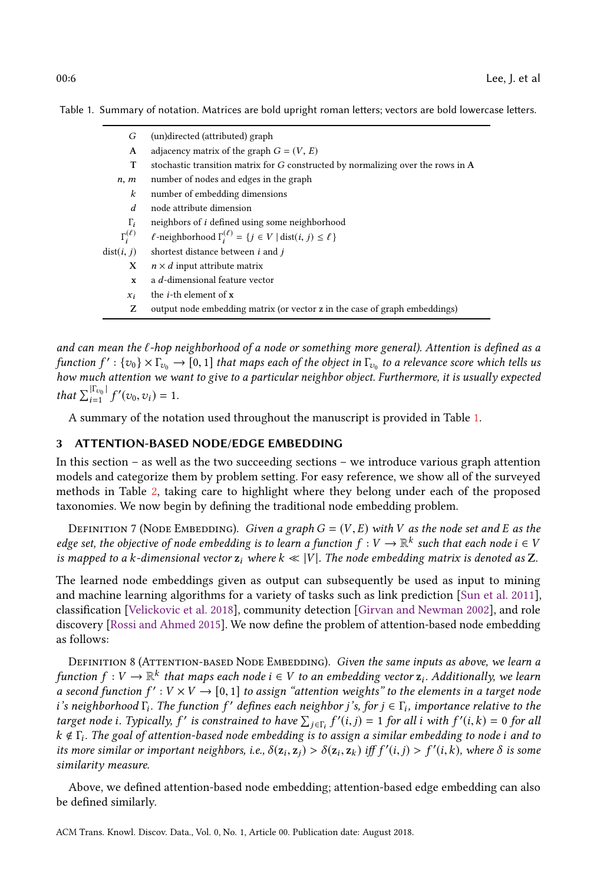Table 1. Summary of notation. Matrices are bold upright roman letters; vectors are bold lowercase letters.

| | |
|---|---|
| $G$ | (un)directed (attributed) graph |
| $\mathbf{A}$ | adjacency matrix of the graph $G = (V, E)$ |
| $\mathbf{T}$ | stochastic transition matrix for $G$ constructed by normalizing over the rows in $\mathbf{A}$ |
| $n, m$ | number of nodes and edges in the graph |
| $k$ | number of embedding dimensions |
| $d$ | node attribute dimension |
| $\Gamma_i$ | neighbors of $i$ defined using some neighborhood |
| $\Gamma_i^{(\ell)}$ | $\ell$-neighborhood $\Gamma_i^{(\ell)} = \{j \in V \mid \text{dist}(i, j) \leq \ell\}$ |
| $\text{dist}(i, j)$ | shortest distance between $i$ and $j$ |
| $\mathbf{X}$ | $n \times d$ input attribute matrix |
| $\mathbf{x}$ | a $d$-dimensional feature vector |
| $x_i$ | the $i$-th element of $\mathbf{x}$ |
| $\mathbf{Z}$ | output node embedding matrix (or vector $\mathbf{z}$ in the case of graph embeddings) |

*and can mean the $\ell$-hop neighborhood of a node or something more general). Attention is defined as a function $f' : \{v_0\} \times \Gamma_{v_0} \rightarrow [0, 1]$ that maps each of the object in $\Gamma_{v_0}$ to a relevance score which tells us how much attention we want to give to a particular neighbor object. Furthermore, it is usually expected that $\sum_{i=1}^{|\Gamma_{v_0}|} f'(v_0, v_i) = 1$.*

A summary of the notation used throughout the manuscript is provided in Table 1.

## 3 ATTENTION-BASED NODE/EDGE EMBEDDING

In this section – as well as the two succeeding sections – we introduce various graph attention models and categorize them by problem setting. For easy reference, we show all of the surveyed methods in Table 2, taking care to highlight where they belong under each of the proposed taxonomies. We now begin by defining the traditional node embedding problem.

Definition 7 (Node Embedding). *Given a graph $G = (V, E)$ with $V$ as the node set and $E$ as the edge set, the objective of node embedding is to learn a function $f : V \rightarrow \mathbb{R}^k$ such that each node $i \in V$ is mapped to a $k$-dimensional vector $\mathbf{z}_i$ where $k \ll |V|$. The node embedding matrix is denoted as $\mathbf{Z}$.*

The learned node embeddings given as output can subsequently be used as input to mining and machine learning algorithms for a variety of tasks such as link prediction [Sun et al. 2011], classification [Velickovic et al. 2018], community detection [Girvan and Newman 2002], and role discovery [Rossi and Ahmed 2015]. We now define the problem of attention-based node embedding as follows:

Definition 8 (Attention-based Node Embedding). *Given the same inputs as above, we learn a function $f : V \rightarrow \mathbb{R}^k$ that maps each node $i \in V$ to an embedding vector $\mathbf{z}_i$. Additionally, we learn a second function $f' : V \times V \rightarrow [0, 1]$ to assign "attention weights" to the elements in a target node $i$'s neighborhood $\Gamma_i$. The function $f'$ defines each neighbor $j$'s, for $j \in \Gamma_i$, importance relative to the target node $i$. Typically, $f'$ is constrained to have $\sum_{j \in \Gamma_i} f'(i, j) = 1$ for all $i$ with $f'(i, k) = 0$ for all $k \notin \Gamma_i$. The goal of attention-based node embedding is to assign a similar embedding to node $i$ and to its more similar or important neighbors, i.e., $\delta(\mathbf{z}_i, \mathbf{z}_j) > \delta(\mathbf{z}_i, \mathbf{z}_k)$ iff $f'(i, j) > f'(i, k)$, where $\delta$ is some similarity measure.*

Above, we defined attention-based node embedding; attention-based edge embedding can also be defined similarly.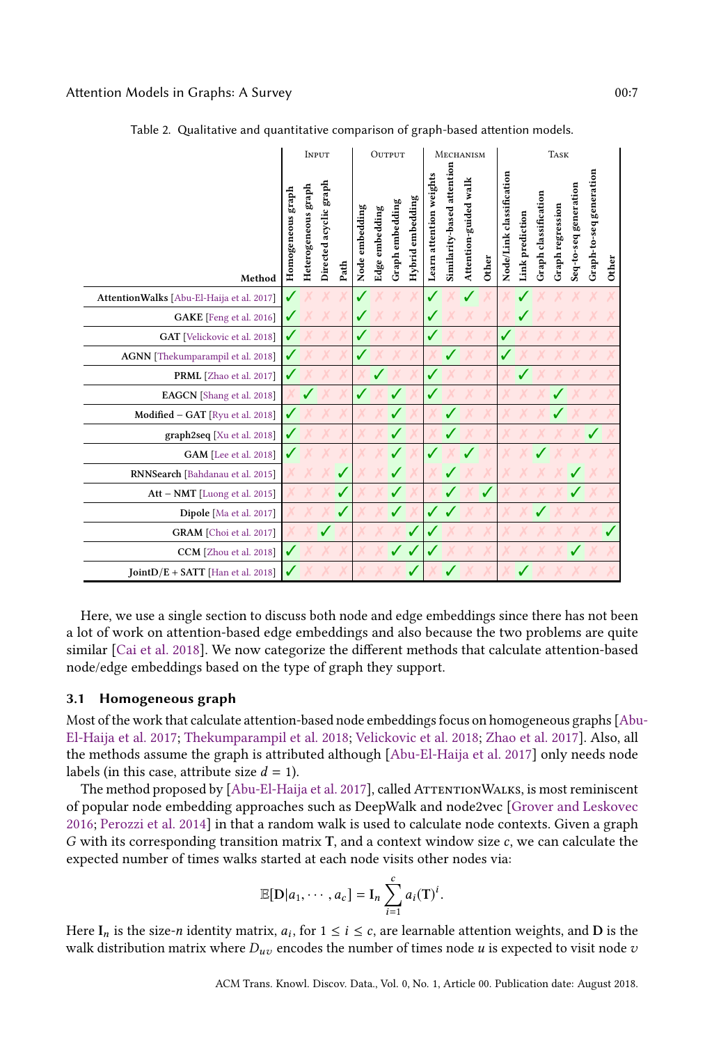Table 2. Qualitative and quantitative comparison of graph-based attention models.

| Method | Input | | | | Output | | | | Mechanism | | | | Task | | | | | | |
|---|---|---|---|---|---|---|---|---|---|---|---|---|---|---|---|---|---|---|---|
| | Homogeneous graph | Heterogeneous graph | Directed acyclic graph | Path | Node embedding | Edge embedding | Graph embedding | Hybrid embedding | Learn attention weights | Similarity-based attention | Attention-guided walk | Other | Node/Link classification | Link prediction | Graph classification | Graph regression | Seq-to-seq generation | Graph-to-seq generation | Other |
| **AttentionWalks** [Abu-El-Haija et al. 2017] | ✓ | ✗ | ✗ | ✗ | ✓ | ✗ | ✗ | ✗ | ✓ | ✗ | ✓ | ✗ | ✗ | ✓ | ✗ | ✗ | ✗ | ✗ | ✗ |
| **GAKE** [Feng et al. 2016] | ✓ | ✗ | ✗ | ✗ | ✓ | ✗ | ✗ | ✗ | ✓ | ✗ | ✗ | ✗ | ✗ | ✓ | ✗ | ✗ | ✗ | ✗ | ✗ |
| **GAT** [Velickovic et al. 2018] | ✓ | ✗ | ✗ | ✗ | ✓ | ✗ | ✗ | ✗ | ✓ | ✗ | ✗ | ✗ | ✓ | ✗ | ✗ | ✗ | ✗ | ✗ | ✗ |
| **AGNN** [Thekumparampil et al. 2018] | ✓ | ✗ | ✗ | ✗ | ✓ | ✗ | ✗ | ✗ | ✗ | ✓ | ✗ | ✗ | ✓ | ✗ | ✗ | ✗ | ✗ | ✗ | ✗ |
| **PRML** [Zhao et al. 2017] | ✓ | ✗ | ✗ | ✗ | ✗ | ✓ | ✗ | ✗ | ✓ | ✗ | ✗ | ✗ | ✗ | ✓ | ✗ | ✗ | ✗ | ✗ | ✗ |
| **EAGCN** [Shang et al. 2018] | ✗ | ✓ | ✗ | ✗ | ✓ | ✗ | ✓ | ✗ | ✓ | ✗ | ✗ | ✗ | ✗ | ✗ | ✗ | ✓ | ✗ | ✗ | ✗ |
| **Modified − GAT** [Ryu et al. 2018] | ✓ | ✗ | ✗ | ✗ | ✗ | ✗ | ✓ | ✗ | ✗ | ✓ | ✗ | ✗ | ✗ | ✗ | ✗ | ✓ | ✗ | ✗ | ✗ |
| **graph2seq** [Xu et al. 2018] | ✓ | ✗ | ✗ | ✗ | ✗ | ✗ | ✓ | ✗ | ✗ | ✓ | ✗ | ✗ | ✗ | ✗ | ✗ | ✗ | ✗ | ✓ | ✗ |
| **GAM** [Lee et al. 2018] | ✓ | ✗ | ✗ | ✗ | ✗ | ✗ | ✓ | ✗ | ✓ | ✗ | ✓ | ✗ | ✗ | ✗ | ✓ | ✗ | ✗ | ✗ | ✗ |
| **RNNSearch** [Bahdanau et al. 2015] | ✗ | ✗ | ✗ | ✓ | ✗ | ✗ | ✓ | ✗ | ✗ | ✓ | ✗ | ✗ | ✗ | ✗ | ✗ | ✗ | ✓ | ✗ | ✗ |
| **Att − NMT** [Luong et al. 2015] | ✗ | ✗ | ✗ | ✓ | ✗ | ✗ | ✓ | ✗ | ✗ | ✓ | ✗ | ✓ | ✗ | ✗ | ✗ | ✗ | ✓ | ✗ | ✗ |
| **Dipole** [Ma et al. 2017] | ✗ | ✗ | ✗ | ✓ | ✗ | ✗ | ✓ | ✗ | ✓ | ✓ | ✗ | ✗ | ✗ | ✗ | ✓ | ✗ | ✗ | ✗ | ✗ |
| **GRAM** [Choi et al. 2017] | ✗ | ✗ | ✓ | ✗ | ✗ | ✗ | ✗ | ✓ | ✓ | ✗ | ✗ | ✗ | ✗ | ✗ | ✗ | ✗ | ✗ | ✗ | ✓ |
| **CCM** [Zhou et al. 2018] | ✓ | ✗ | ✗ | ✗ | ✗ | ✗ | ✓ | ✓ | ✓ | ✗ | ✗ | ✗ | ✗ | ✗ | ✗ | ✗ | ✓ | ✗ | ✗ |
| **JointD/E + SATT** [Han et al. 2018] | ✓ | ✗ | ✗ | ✗ | ✗ | ✗ | ✗ | ✓ | ✗ | ✓ | ✗ | ✗ | ✗ | ✓ | ✗ | ✗ | ✗ | ✗ | ✗ |

Here, we use a single section to discuss both node and edge embeddings since there has not been a lot of work on attention-based edge embeddings and also because the two problems are quite similar [Cai et al. 2018]. We now categorize the different methods that calculate attention-based node/edge embeddings based on the type of graph they support.

### 3.1 Homogeneous graph

Most of the work that calculate attention-based node embeddings focus on homogeneous graphs [Abu-El-Haija et al. 2017; Thekumparampil et al. 2018; Velickovic et al. 2018; Zhao et al. 2017]. Also, all the methods assume the graph is attributed although [Abu-El-Haija et al. 2017] only needs node labels (in this case, attribute size $d = 1$).

The method proposed by [Abu-El-Haija et al. 2017], called AttentionWalks, is most reminiscent of popular node embedding approaches such as DeepWalk and node2vec [Grover and Leskovec 2016; Perozzi et al. 2014] in that a random walk is used to calculate node contexts. Given a graph $G$ with its corresponding transition matrix $\mathbf{T}$, and a context window size $c$, we can calculate the expected number of times walks started at each node visits other nodes via:

$$\mathbb{E}[\mathbf{D}|a_1, \cdots, a_c] = \mathbf{I}_n \sum_{i=1}^{c} a_i (\mathbf{T})^i.$$

Here $\mathbf{I}_n$ is the size-$n$ identity matrix, $a_i$, for $1 \leq i \leq c$, are learnable attention weights, and $\mathbf{D}$ is the walk distribution matrix where $D_{uv}$ encodes the number of times node $u$ is expected to visit node $v$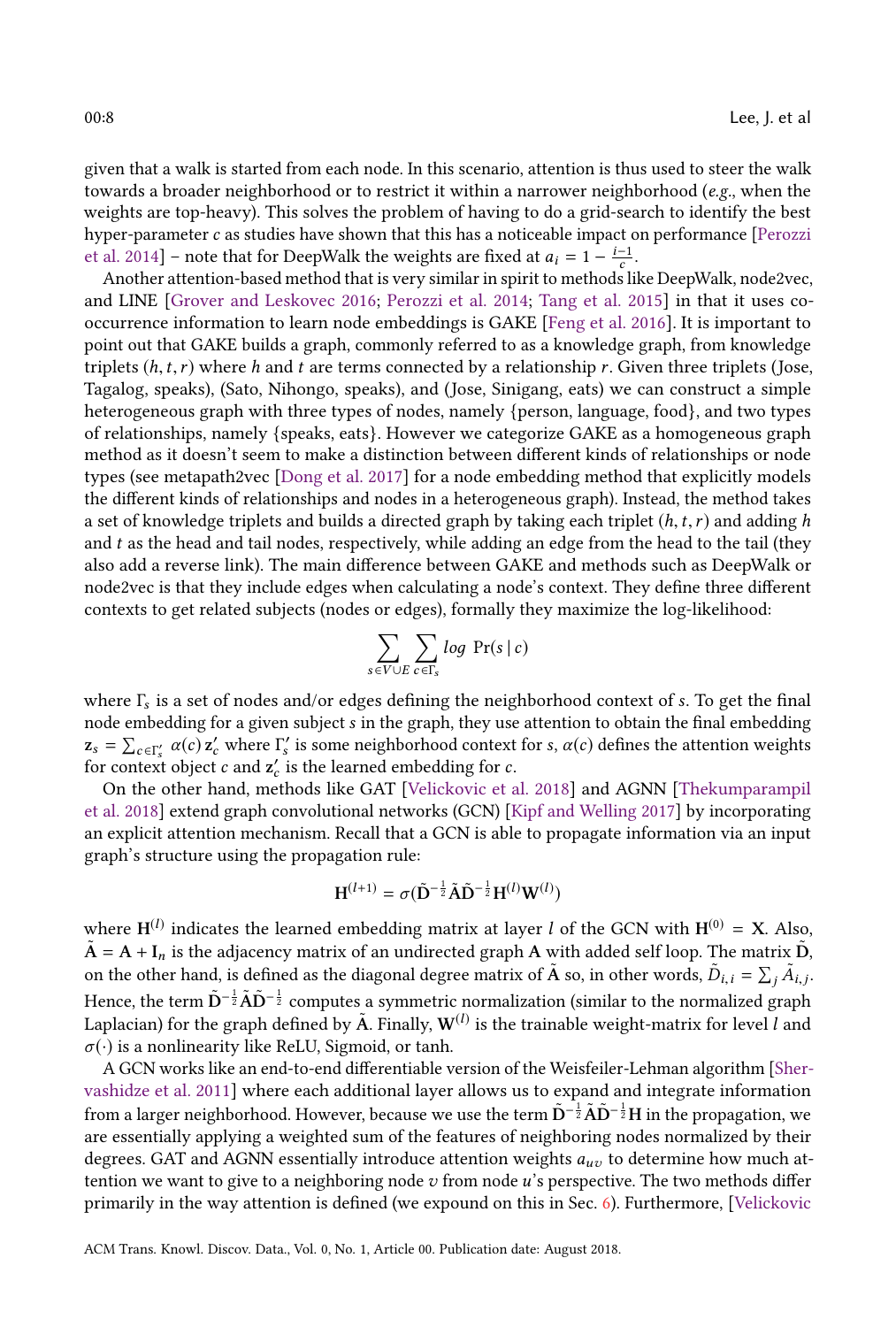given that a walk is started from each node. In this scenario, attention is thus used to steer the walk towards a broader neighborhood or to restrict it within a narrower neighborhood (*e.g.*, when the weights are top-heavy). This solves the problem of having to do a grid-search to identify the best hyper-parameter $c$ as studies have shown that this has a noticeable impact on performance [Perozzi et al. 2014] – note that for DeepWalk the weights are fixed at $a_i = 1 - \frac{i-1}{c}$.

Another attention-based method that is very similar in spirit to methods like DeepWalk, node2vec, and LINE [Grover and Leskovec 2016; Perozzi et al. 2014; Tang et al. 2015] in that it uses co-occurrence information to learn node embeddings is GAKE [Feng et al. 2016]. It is important to point out that GAKE builds a graph, commonly referred to as a knowledge graph, from knowledge triplets $(h, t, r)$ where $h$ and $t$ are terms connected by a relationship $r$. Given three triplets (Jose, Tagalog, speaks), (Sato, Nihongo, speaks), and (Jose, Sinigang, eats) we can construct a simple heterogeneous graph with three types of nodes, namely {person, language, food}, and two types of relationships, namely {speaks, eats}. However we categorize GAKE as a homogeneous graph method as it doesn't seem to make a distinction between different kinds of relationships or node types (see metapath2vec [Dong et al. 2017] for a node embedding method that explicitly models the different kinds of relationships and nodes in a heterogeneous graph). Instead, the method takes a set of knowledge triplets and builds a directed graph by taking each triplet $(h, t, r)$ and adding $h$ and $t$ as the head and tail nodes, respectively, while adding an edge from the head to the tail (they also add a reverse link). The main difference between GAKE and methods such as DeepWalk or node2vec is that they include edges when calculating a node's context. They define three different contexts to get related subjects (nodes or edges), formally they maximize the log-likelihood:

$$\sum_{s \in V \cup E} \sum_{c \in \Gamma_s} log\ \Pr(s \mid c)$$

where $\Gamma_s$ is a set of nodes and/or edges defining the neighborhood context of $s$. To get the final node embedding for a given subject $s$ in the graph, they use attention to obtain the final embedding $\mathbf{z}_s = \sum_{c \in \Gamma'_s} \alpha(c)\, \mathbf{z}'_c$ where $\Gamma'_s$ is some neighborhood context for $s$, $\alpha(c)$ defines the attention weights for context object $c$ and $\mathbf{z}'_c$ is the learned embedding for $c$.

On the other hand, methods like GAT [Velickovic et al. 2018] and AGNN [Thekumparampil et al. 2018] extend graph convolutional networks (GCN) [Kipf and Welling 2017] by incorporating an explicit attention mechanism. Recall that a GCN is able to propagate information via an input graph's structure using the propagation rule:

$$\mathbf{H}^{(l+1)} = \sigma(\tilde{\mathbf{D}}^{-\frac{1}{2}} \tilde{\mathbf{A}} \tilde{\mathbf{D}}^{-\frac{1}{2}} \mathbf{H}^{(l)} \mathbf{W}^{(l)})$$

where $\mathbf{H}^{(l)}$ indicates the learned embedding matrix at layer $l$ of the GCN with $\mathbf{H}^{(0)} = \mathbf{X}$. Also, $\tilde{\mathbf{A}} = \mathbf{A} + \mathbf{I}_n$ is the adjacency matrix of an undirected graph $\mathbf{A}$ with added self loop. The matrix $\tilde{\mathbf{D}}$, on the other hand, is defined as the diagonal degree matrix of $\tilde{\mathbf{A}}$ so, in other words, $\tilde{D}_{i,i} = \sum_j \tilde{A}_{i,j}$. Hence, the term $\tilde{\mathbf{D}}^{-\frac{1}{2}} \tilde{\mathbf{A}} \tilde{\mathbf{D}}^{-\frac{1}{2}}$ computes a symmetric normalization (similar to the normalized graph Laplacian) for the graph defined by $\tilde{\mathbf{A}}$. Finally, $\mathbf{W}^{(l)}$ is the trainable weight-matrix for level $l$ and $\sigma(\cdot)$ is a nonlinearity like ReLU, Sigmoid, or tanh.

A GCN works like an end-to-end differentiable version of the Weisfeiler-Lehman algorithm [Shervashidze et al. 2011] where each additional layer allows us to expand and integrate information from a larger neighborhood. However, because we use the term $\tilde{\mathbf{D}}^{-\frac{1}{2}} \tilde{\mathbf{A}} \tilde{\mathbf{D}}^{-\frac{1}{2}} \mathbf{H}$ in the propagation, we are essentially applying a weighted sum of the features of neighboring nodes normalized by their degrees. GAT and AGNN essentially introduce attention weights $a_{uv}$ to determine how much attention we want to give to a neighboring node $v$ from node $u$'s perspective. The two methods differ primarily in the way attention is defined (we expound on this in Sec. 6). Furthermore, [Velickovic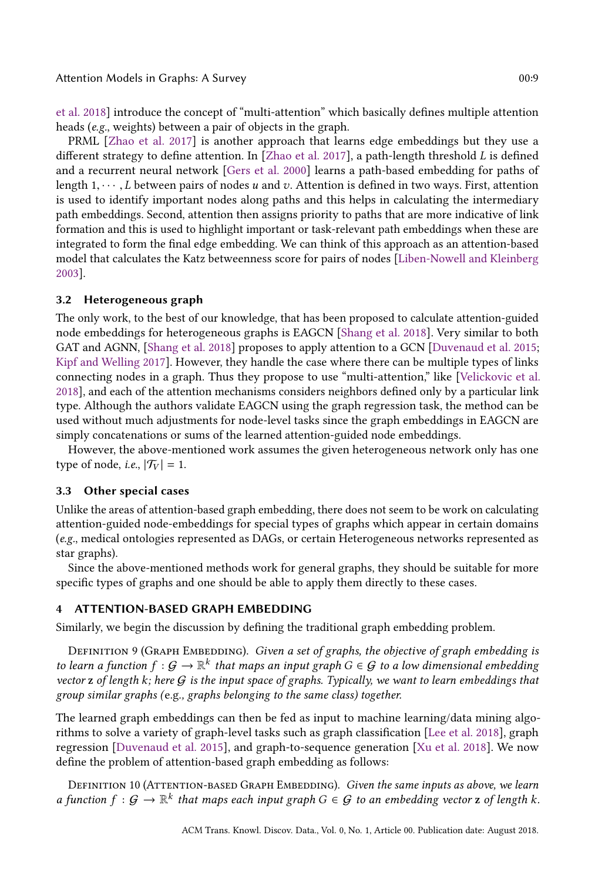et al. 2018] introduce the concept of "multi-attention" which basically defines multiple attention heads (*e.g.*, weights) between a pair of objects in the graph.

PRML [Zhao et al. 2017] is another approach that learns edge embeddings but they use a different strategy to define attention. In [Zhao et al. 2017], a path-length threshold $L$ is defined and a recurrent neural network [Gers et al. 2000] learns a path-based embedding for paths of length $1, \cdots, L$ between pairs of nodes $u$ and $v$. Attention is defined in two ways. First, attention is used to identify important nodes along paths and this helps in calculating the intermediary path embeddings. Second, attention then assigns priority to paths that are more indicative of link formation and this is used to highlight important or task-relevant path embeddings when these are integrated to form the final edge embedding. We can think of this approach as an attention-based model that calculates the Katz betweenness score for pairs of nodes [Liben-Nowell and Kleinberg 2003].

### 3.2 Heterogeneous graph

The only work, to the best of our knowledge, that has been proposed to calculate attention-guided node embeddings for heterogeneous graphs is EAGCN [Shang et al. 2018]. Very similar to both GAT and AGNN, [Shang et al. 2018] proposes to apply attention to a GCN [Duvenaud et al. 2015; Kipf and Welling 2017]. However, they handle the case where there can be multiple types of links connecting nodes in a graph. Thus they propose to use "multi-attention," like [Velickovic et al. 2018], and each of the attention mechanisms considers neighbors defined only by a particular link type. Although the authors validate EAGCN using the graph regression task, the method can be used without much adjustments for node-level tasks since the graph embeddings in EAGCN are simply concatenations or sums of the learned attention-guided node embeddings.

However, the above-mentioned work assumes the given heterogeneous network only has one type of node, *i.e.*, $|\mathcal{T}_V| = 1$.

### 3.3 Other special cases

Unlike the areas of attention-based graph embedding, there does not seem to be work on calculating attention-guided node-embeddings for special types of graphs which appear in certain domains (*e.g.*, medical ontologies represented as DAGs, or certain Heterogeneous networks represented as star graphs).

Since the above-mentioned methods work for general graphs, they should be suitable for more specific types of graphs and one should be able to apply them directly to these cases.

## 4 ATTENTION-BASED GRAPH EMBEDDING

Similarly, we begin the discussion by defining the traditional graph embedding problem.

Definition 9 (Graph Embedding). *Given a set of graphs, the objective of graph embedding is to learn a function $f : \mathcal{G} \rightarrow \mathbb{R}^k$ that maps an input graph $G \in \mathcal{G}$ to a low dimensional embedding vector $\mathbf{z}$ of length $k$; here $\mathcal{G}$ is the input space of graphs. Typically, we want to learn embeddings that group similar graphs (*e.g.*, graphs belonging to the same class) together.*

The learned graph embeddings can then be fed as input to machine learning/data mining algorithms to solve a variety of graph-level tasks such as graph classification [Lee et al. 2018], graph regression [Duvenaud et al. 2015], and graph-to-sequence generation [Xu et al. 2018]. We now define the problem of attention-based graph embedding as follows:

Definition 10 (Attention-based Graph Embedding). *Given the same inputs as above, we learn a function $f : \mathcal{G} \rightarrow \mathbb{R}^k$ that maps each input graph $G \in \mathcal{G}$ to an embedding vector $\mathbf{z}$ of length $k$.*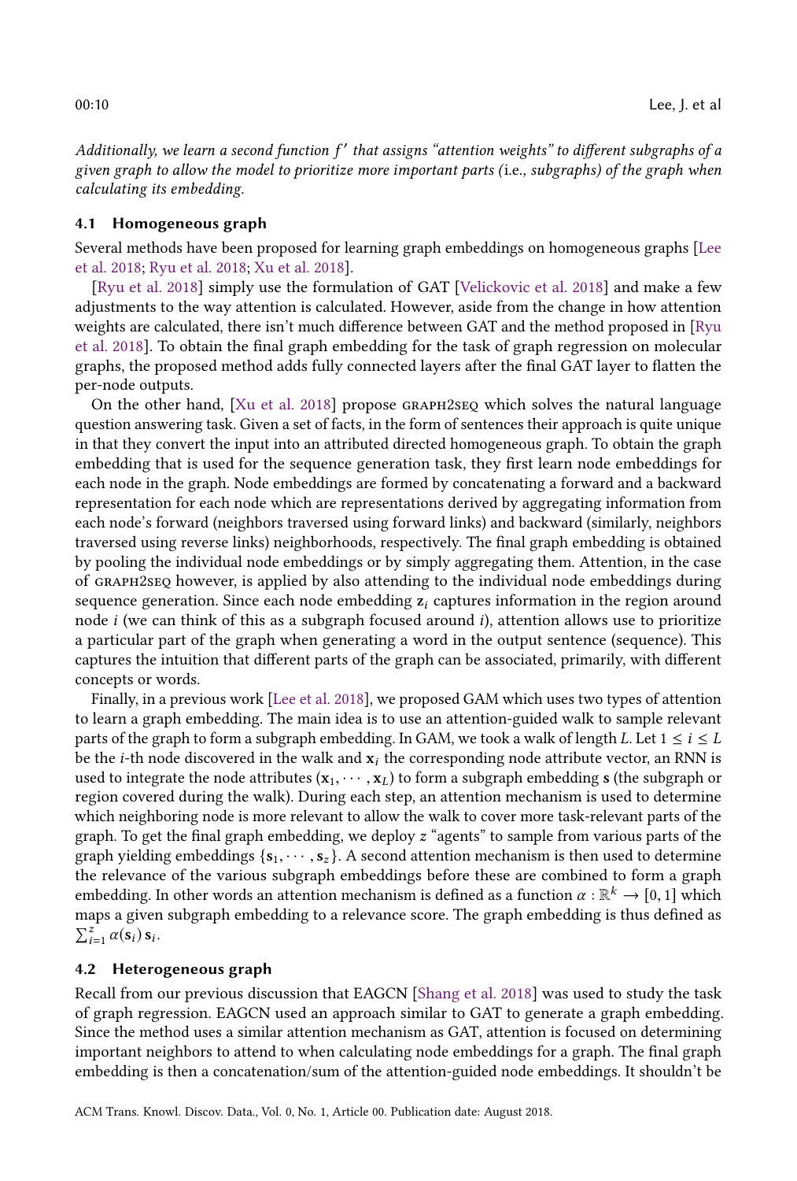*Additionally, we learn a second function $f'$ that assigns "attention weights" to different subgraphs of a given graph to allow the model to prioritize more important parts (*i.e.*, subgraphs) of the graph when calculating its embedding.*

### 4.1 Homogeneous graph

Several methods have been proposed for learning graph embeddings on homogeneous graphs [Lee et al. 2018; Ryu et al. 2018; Xu et al. 2018].

[Ryu et al. 2018] simply use the formulation of GAT [Velickovic et al. 2018] and make a few adjustments to the way attention is calculated. However, aside from the change in how attention weights are calculated, there isn't much difference between GAT and the method proposed in [Ryu et al. 2018]. To obtain the final graph embedding for the task of graph regression on molecular graphs, the proposed method adds fully connected layers after the final GAT layer to flatten the per-node outputs.

On the other hand, [Xu et al. 2018] propose GRAPH2SEQ which solves the natural language question answering task. Given a set of facts, in the form of sentences their approach is quite unique in that they convert the input into an attributed directed homogeneous graph. To obtain the graph embedding that is used for the sequence generation task, they first learn node embeddings for each node in the graph. Node embeddings are formed by concatenating a forward and a backward representation for each node which are representations derived by aggregating information from each node's forward (neighbors traversed using forward links) and backward (similarly, neighbors traversed using reverse links) neighborhoods, respectively. The final graph embedding is obtained by pooling the individual node embeddings or by simply aggregating them. Attention, in the case of GRAPH2SEQ however, is applied by also attending to the individual node embeddings during sequence generation. Since each node embedding $\mathbf{z}_i$ captures information in the region around node $i$ (we can think of this as a subgraph focused around $i$), attention allows use to prioritize a particular part of the graph when generating a word in the output sentence (sequence). This captures the intuition that different parts of the graph can be associated, primarily, with different concepts or words.

Finally, in a previous work [Lee et al. 2018], we proposed GAM which uses two types of attention to learn a graph embedding. The main idea is to use an attention-guided walk to sample relevant parts of the graph to form a subgraph embedding. In GAM, we took a walk of length $L$. Let $1 \leq i \leq L$ be the $i$-th node discovered in the walk and $\mathbf{x}_i$ the corresponding node attribute vector, an RNN is used to integrate the node attributes $(\mathbf{x}_1, \cdots, \mathbf{x}_L)$ to form a subgraph embedding $\mathbf{s}$ (the subgraph or region covered during the walk). During each step, an attention mechanism is used to determine which neighboring node is more relevant to allow the walk to cover more task-relevant parts of the graph. To get the final graph embedding, we deploy $z$ "agents" to sample from various parts of the graph yielding embeddings $\{\mathbf{s}_1, \cdots, \mathbf{s}_z\}$. A second attention mechanism is then used to determine the relevance of the various subgraph embeddings before these are combined to form a graph embedding. In other words an attention mechanism is defined as a function $\alpha : \mathbb{R}^k \rightarrow [0, 1]$ which maps a given subgraph embedding to a relevance score. The graph embedding is thus defined as $\sum_{i=1}^{z} \alpha(\mathbf{s}_i)\, \mathbf{s}_i$.

### 4.2 Heterogeneous graph

Recall from our previous discussion that EAGCN [Shang et al. 2018] was used to study the task of graph regression. EAGCN used an approach similar to GAT to generate a graph embedding. Since the method uses a similar attention mechanism as GAT, attention is focused on determining important neighbors to attend to when calculating node embeddings for a graph. The final graph embedding is then a concatenation/sum of the attention-guided node embeddings. It shouldn't be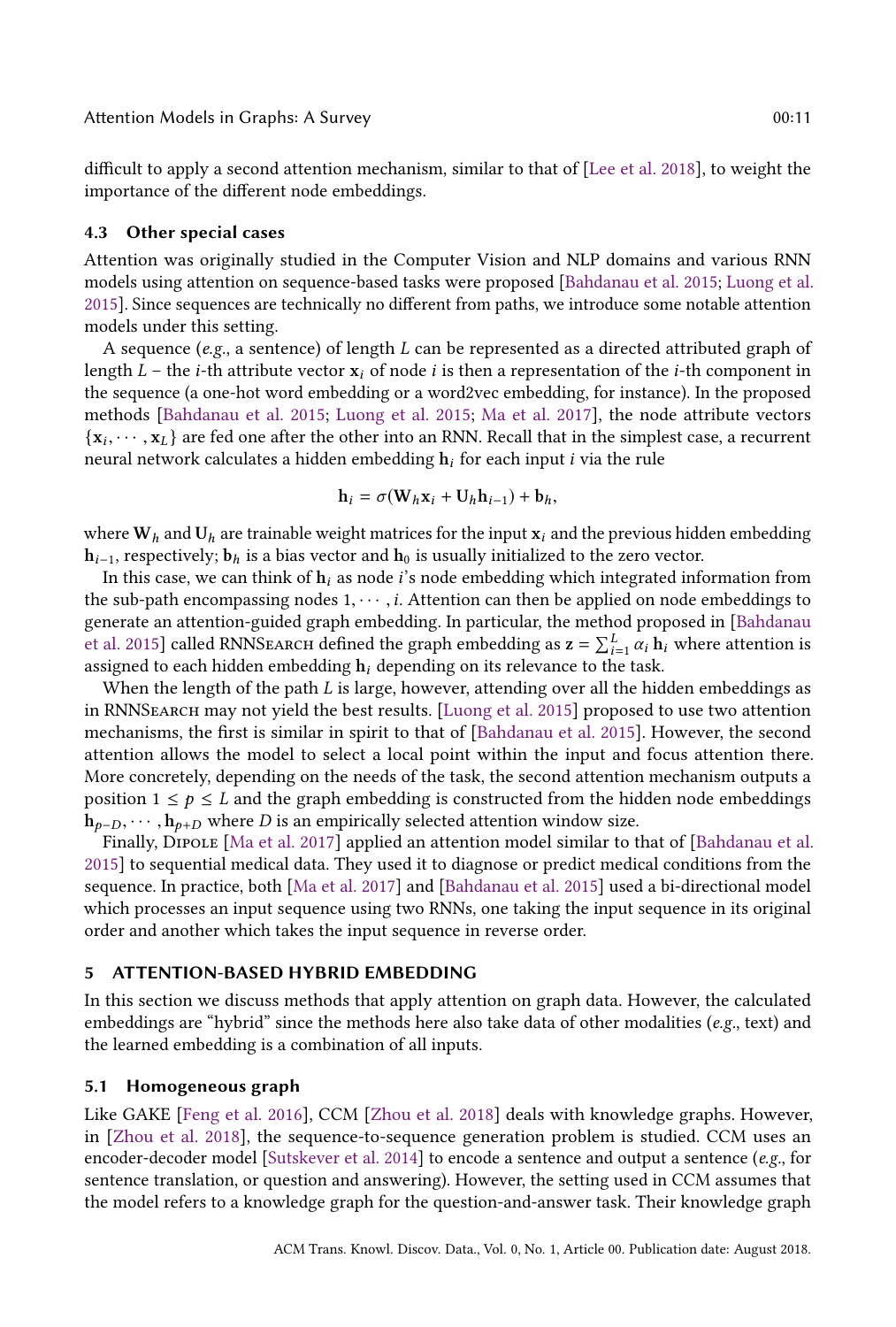difficult to apply a second attention mechanism, similar to that of [Lee et al. 2018], to weight the importance of the different node embeddings.

### 4.3 Other special cases

Attention was originally studied in the Computer Vision and NLP domains and various RNN models using attention on sequence-based tasks were proposed [Bahdanau et al. 2015; Luong et al. 2015]. Since sequences are technically no different from paths, we introduce some notable attention models under this setting.

A sequence (*e.g.*, a sentence) of length $L$ can be represented as a directed attributed graph of length $L$ – the $i$-th attribute vector $\mathbf{x}_i$ of node $i$ is then a representation of the $i$-th component in the sequence (a one-hot word embedding or a word2vec embedding, for instance). In the proposed methods [Bahdanau et al. 2015; Luong et al. 2015; Ma et al. 2017], the node attribute vectors $\{\mathbf{x}_i, \cdots, \mathbf{x}_L\}$ are fed one after the other into an RNN. Recall that in the simplest case, a recurrent neural network calculates a hidden embedding $\mathbf{h}_i$ for each input $i$ via the rule

$$\mathbf{h}_i = \sigma(\mathbf{W}_h \mathbf{x}_i + \mathbf{U}_h \mathbf{h}_{i-1}) + \mathbf{b}_h,$$

where $\mathbf{W}_h$ and $\mathbf{U}_h$ are trainable weight matrices for the input $\mathbf{x}_i$ and the previous hidden embedding $\mathbf{h}_{i-1}$, respectively; $\mathbf{b}_h$ is a bias vector and $\mathbf{h}_0$ is usually initialized to the zero vector.

In this case, we can think of $\mathbf{h}_i$ as node $i$'s node embedding which integrated information from the sub-path encompassing nodes $1, \cdots, i$. Attention can then be applied on node embeddings to generate an attention-guided graph embedding. In particular, the method proposed in [Bahdanau et al. 2015] called RNNSearch defined the graph embedding as $\mathbf{z} = \sum_{i=1}^{L} \alpha_i \, \mathbf{h}_i$ where attention is assigned to each hidden embedding $\mathbf{h}_i$ depending on its relevance to the task.

When the length of the path $L$ is large, however, attending over all the hidden embeddings as in RNNSearch may not yield the best results. [Luong et al. 2015] proposed to use two attention mechanisms, the first is similar in spirit to that of [Bahdanau et al. 2015]. However, the second attention allows the model to select a local point within the input and focus attention there. More concretely, depending on the needs of the task, the second attention mechanism outputs a position $1 \leq p \leq L$ and the graph embedding is constructed from the hidden node embeddings $\mathbf{h}_{p-D}, \cdots, \mathbf{h}_{p+D}$ where $D$ is an empirically selected attention window size.

Finally, Dipole [Ma et al. 2017] applied an attention model similar to that of [Bahdanau et al. 2015] to sequential medical data. They used it to diagnose or predict medical conditions from the sequence. In practice, both [Ma et al. 2017] and [Bahdanau et al. 2015] used a bi-directional model which processes an input sequence using two RNNs, one taking the input sequence in its original order and another which takes the input sequence in reverse order.

## 5 ATTENTION-BASED HYBRID EMBEDDING

In this section we discuss methods that apply attention on graph data. However, the calculated embeddings are "hybrid" since the methods here also take data of other modalities (*e.g.*, text) and the learned embedding is a combination of all inputs.

### 5.1 Homogeneous graph

Like GAKE [Feng et al. 2016], CCM [Zhou et al. 2018] deals with knowledge graphs. However, in [Zhou et al. 2018], the sequence-to-sequence generation problem is studied. CCM uses an encoder-decoder model [Sutskever et al. 2014] to encode a sentence and output a sentence (*e.g.*, for sentence translation, or question and answering). However, the setting used in CCM assumes that the model refers to a knowledge graph for the question-and-answer task. Their knowledge graph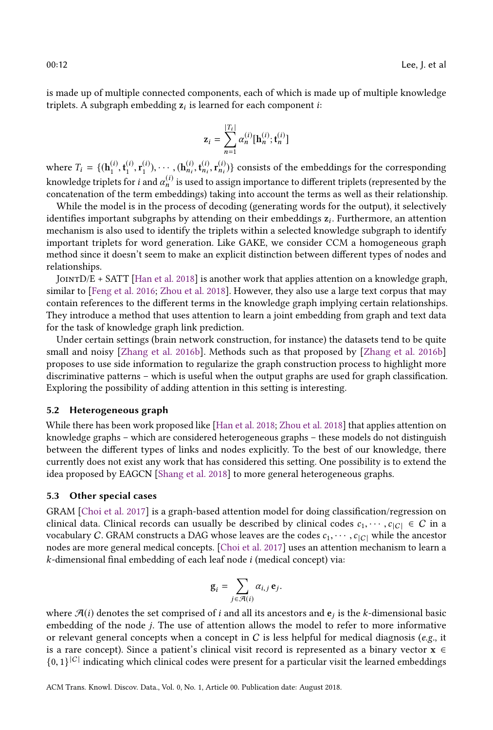is made up of multiple connected components, each of which is made up of multiple knowledge triplets. A subgraph embedding $\mathbf{z}_i$ is learned for each component $i$:

$$\mathbf{z}_i = \sum_{n=1}^{|T_i|} \alpha_n^{(i)} [\mathbf{h}_n^{(i)}; \mathbf{t}_n^{(i)}]$$

where $T_i = \{(\mathbf{h}_1^{(i)}, \mathbf{t}_1^{(i)}, \mathbf{r}_1^{(i)}), \cdots, (\mathbf{h}_{n_i}^{(i)}, \mathbf{t}_{n_i}^{(i)}, \mathbf{r}_{n_i}^{(i)})\}$ consists of the embeddings for the corresponding knowledge triplets for $i$ and $\alpha_n^{(i)}$ is used to assign importance to different triplets (represented by the concatenation of the term embeddings) taking into account the terms as well as their relationship.

While the model is in the process of decoding (generating words for the output), it selectively identifies important subgraphs by attending on their embeddings $\mathbf{z}_i$. Furthermore, an attention mechanism is also used to identify the triplets within a selected knowledge subgraph to identify important triplets for word generation. Like GAKE, we consider CCM a homogeneous graph method since it doesn't seem to make an explicit distinction between different types of nodes and relationships.

JointD/E + SATT [Han et al. 2018] is another work that applies attention on a knowledge graph, similar to [Feng et al. 2016; Zhou et al. 2018]. However, they also use a large text corpus that may contain references to the different terms in the knowledge graph implying certain relationships. They introduce a method that uses attention to learn a joint embedding from graph and text data for the task of knowledge graph link prediction.

Under certain settings (brain network construction, for instance) the datasets tend to be quite small and noisy [Zhang et al. 2016b]. Methods such as that proposed by [Zhang et al. 2016b] proposes to use side information to regularize the graph construction process to highlight more discriminative patterns – which is useful when the output graphs are used for graph classification. Exploring the possibility of adding attention in this setting is interesting.

### 5.2 Heterogeneous graph

While there has been work proposed like [Han et al. 2018; Zhou et al. 2018] that applies attention on knowledge graphs – which are considered heterogeneous graphs – these models do not distinguish between the different types of links and nodes explicitly. To the best of our knowledge, there currently does not exist any work that has considered this setting. One possibility is to extend the idea proposed by EAGCN [Shang et al. 2018] to more general heterogeneous graphs.

### 5.3 Other special cases

GRAM [Choi et al. 2017] is a graph-based attention model for doing classification/regression on clinical data. Clinical records can usually be described by clinical codes $c_1, \cdots, c_{|C|} \in C$ in a vocabulary $C$. GRAM constructs a DAG whose leaves are the codes $c_1, \cdots, c_{|C|}$ while the ancestor nodes are more general medical concepts. [Choi et al. 2017] uses an attention mechanism to learn a $k$-dimensional final embedding of each leaf node $i$ (medical concept) via:

$$\mathbf{g}_i = \sum_{j \in \mathcal{A}(i)} \alpha_{i,j} \, \mathbf{e}_j.$$

where $\mathcal{A}(i)$ denotes the set comprised of $i$ and all its ancestors and $\mathbf{e}_j$ is the $k$-dimensional basic embedding of the node $j$. The use of attention allows the model to refer to more informative or relevant general concepts when a concept in $C$ is less helpful for medical diagnosis (*e.g.*, it is a rare concept). Since a patient's clinical visit record is represented as a binary vector $\mathbf{x} \in \{0, 1\}^{|C|}$ indicating which clinical codes were present for a particular visit the learned embeddings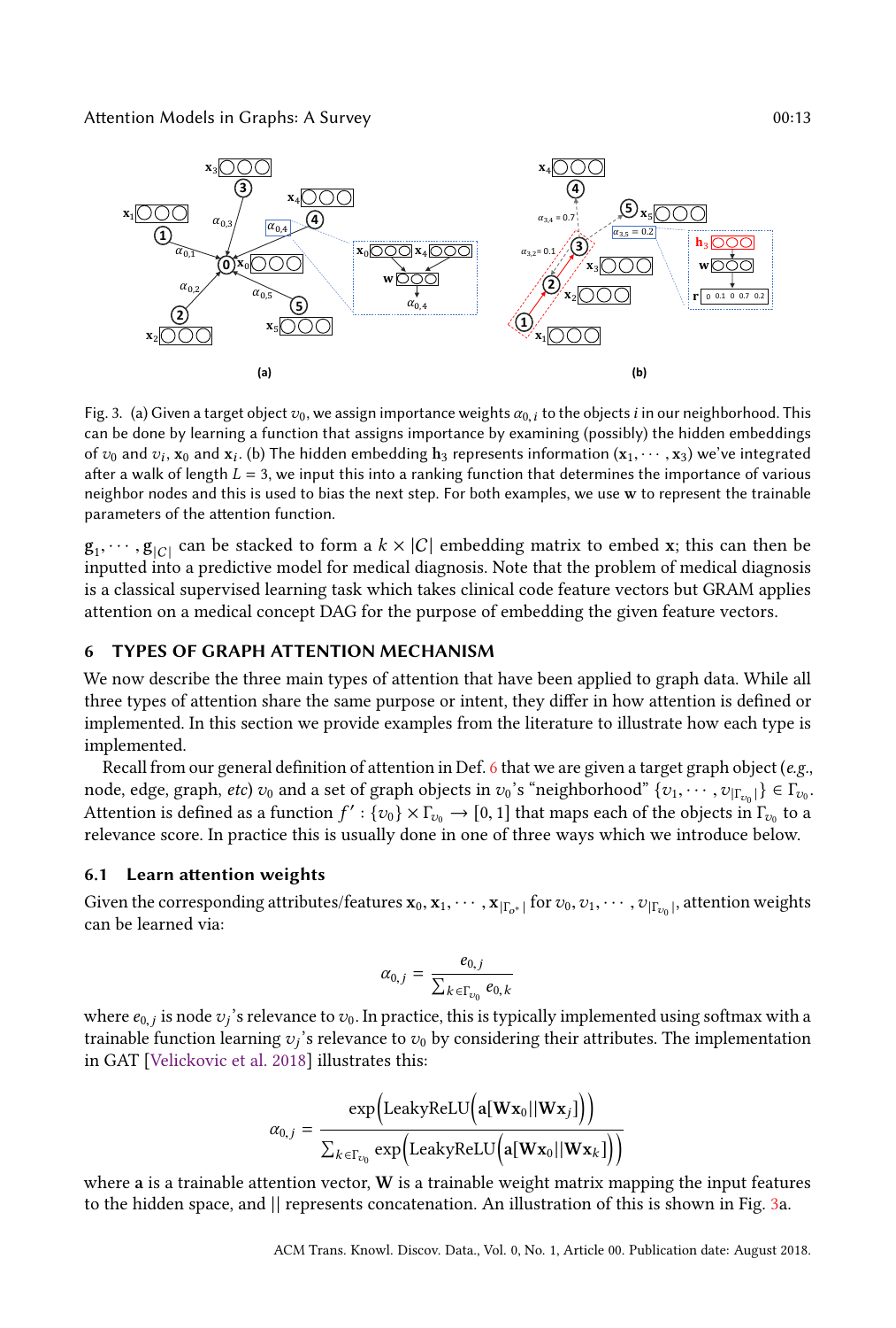Fig. 3. (a) Given a target object $v_0$, we assign importance weights $\alpha_{0,i}$ to the objects $i$ in our neighborhood. This can be done by learning a function that assigns importance by examining (possibly) the hidden embeddings of $v_0$ and $v_i$, $\mathbf{x}_0$ and $\mathbf{x}_i$. (b) The hidden embedding $\mathbf{h}_3$ represents information $(\mathbf{x}_1, \cdots, \mathbf{x}_3)$ we've integrated after a walk of length $L = 3$, we input this into a ranking function that determines the importance of various neighbor nodes and this is used to bias the next step. For both examples, we use $\mathbf{w}$ to represent the trainable parameters of the attention function.

$\mathbf{g}_1, \cdots, \mathbf{g}_{|C|}$ can be stacked to form a $k \times |C|$ embedding matrix to embed $\mathbf{x}$; this can then be inputted into a predictive model for medical diagnosis. Note that the problem of medical diagnosis is a classical supervised learning task which takes clinical code feature vectors but GRAM applies attention on a medical concept DAG for the purpose of embedding the given feature vectors.

## 6 TYPES OF GRAPH ATTENTION MECHANISM

We now describe the three main types of attention that have been applied to graph data. While all three types of attention share the same purpose or intent, they differ in how attention is defined or implemented. In this section we provide examples from the literature to illustrate how each type is implemented.

Recall from our general definition of attention in Def. 6 that we are given a target graph object (*e.g.*, node, edge, graph, *etc*) $v_0$ and a set of graph objects in $v_0$'s "neighborhood" $\{v_1, \cdots, v_{|\Gamma_{v_0}|}\} \in \Gamma_{v_0}$. Attention is defined as a function $f' : \{v_0\} \times \Gamma_{v_0} \rightarrow [0, 1]$ that maps each of the objects in $\Gamma_{v_0}$ to a relevance score. In practice this is usually done in one of three ways which we introduce below.

### 6.1 Learn attention weights

Given the corresponding attributes/features $\mathbf{x}_0, \mathbf{x}_1, \cdots, \mathbf{x}_{|\Gamma_{o^*}|}$ for $v_0, v_1, \cdots, v_{|\Gamma_{v_0}|}$, attention weights can be learned via:

$$\alpha_{0,j} = \frac{e_{0,j}}{\sum_{k \in \Gamma_{v_0}} e_{0,k}}$$

where $e_{0,j}$ is node $v_j$'s relevance to $v_0$. In practice, this is typically implemented using softmax with a trainable function learning $v_j$'s relevance to $v_0$ by considering their attributes. The implementation in GAT [Velickovic et al. 2018] illustrates this:

$$\alpha_{0,j} = \frac{\exp\Big(\text{LeakyReLU}\Big(\mathbf{a}[\mathbf{W}\mathbf{x}_0 || \mathbf{W}\mathbf{x}_j]\Big)\Big)}{\sum_{k \in \Gamma_{v_0}} \exp\Big(\text{LeakyReLU}\Big(\mathbf{a}[\mathbf{W}\mathbf{x}_0 || \mathbf{W}\mathbf{x}_k]\Big)\Big)}$$

where $\mathbf{a}$ is a trainable attention vector, $\mathbf{W}$ is a trainable weight matrix mapping the input features to the hidden space, and $||$ represents concatenation. An illustration of this is shown in Fig. 3a.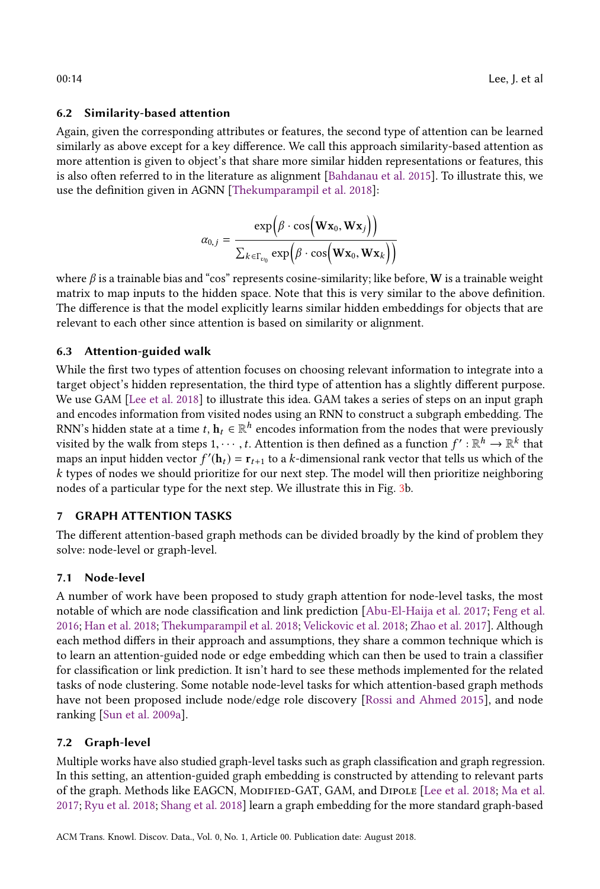### 6.2 Similarity-based attention

Again, given the corresponding attributes or features, the second type of attention can be learned similarly as above except for a key difference. We call this approach similarity-based attention as more attention is given to object's that share more similar hidden representations or features, this is also often referred to in the literature as alignment [Bahdanau et al. 2015]. To illustrate this, we use the definition given in AGNN [Thekumparampil et al. 2018]:

$$\alpha_{0,j} = \frac{\exp\Big(\beta \cdot \cos\Big(\mathbf{W}\mathbf{x}_0, \mathbf{W}\mathbf{x}_j\Big)\Big)}{\sum_{k \in \Gamma_{v_0}} \exp\Big(\beta \cdot \cos\Big(\mathbf{W}\mathbf{x}_0, \mathbf{W}\mathbf{x}_k\Big)\Big)}$$

where $\beta$ is a trainable bias and "cos" represents cosine-similarity; like before, $\mathbf{W}$ is a trainable weight matrix to map inputs to the hidden space. Note that this is very similar to the above definition. The difference is that the model explicitly learns similar hidden embeddings for objects that are relevant to each other since attention is based on similarity or alignment.

### 6.3 Attention-guided walk

While the first two types of attention focuses on choosing relevant information to integrate into a target object's hidden representation, the third type of attention has a slightly different purpose. We use GAM [Lee et al. 2018] to illustrate this idea. GAM takes a series of steps on an input graph and encodes information from visited nodes using an RNN to construct a subgraph embedding. The RNN's hidden state at a time $t$, $\mathbf{h}_t \in \mathbb{R}^h$ encodes information from the nodes that were previously visited by the walk from steps $1, \cdots, t$. Attention is then defined as a function $f' : \mathbb{R}^h \rightarrow \mathbb{R}^k$ that maps an input hidden vector $f'(\mathbf{h}_t) = \mathbf{r}_{t+1}$ to a $k$-dimensional rank vector that tells us which of the $k$ types of nodes we should prioritize for our next step. The model will then prioritize neighboring nodes of a particular type for the next step. We illustrate this in Fig. 3b.

## 7 GRAPH ATTENTION TASKS

The different attention-based graph methods can be divided broadly by the kind of problem they solve: node-level or graph-level.

### 7.1 Node-level

A number of work have been proposed to study graph attention for node-level tasks, the most notable of which are node classification and link prediction [Abu-El-Haija et al. 2017; Feng et al. 2016; Han et al. 2018; Thekumparampil et al. 2018; Velickovic et al. 2018; Zhao et al. 2017]. Although each method differs in their approach and assumptions, they share a common technique which is to learn an attention-guided node or edge embedding which can then be used to train a classifier for classification or link prediction. It isn't hard to see these methods implemented for the related tasks of node clustering. Some notable node-level tasks for which attention-based graph methods have not been proposed include node/edge role discovery [Rossi and Ahmed 2015], and node ranking [Sun et al. 2009a].

### 7.2 Graph-level

Multiple works have also studied graph-level tasks such as graph classification and graph regression. In this setting, an attention-guided graph embedding is constructed by attending to relevant parts of the graph. Methods like EAGCN, Modified-GAT, GAM, and Dipole [Lee et al. 2018; Ma et al. 2017; Ryu et al. 2018; Shang et al. 2018] learn a graph embedding for the more standard graph-based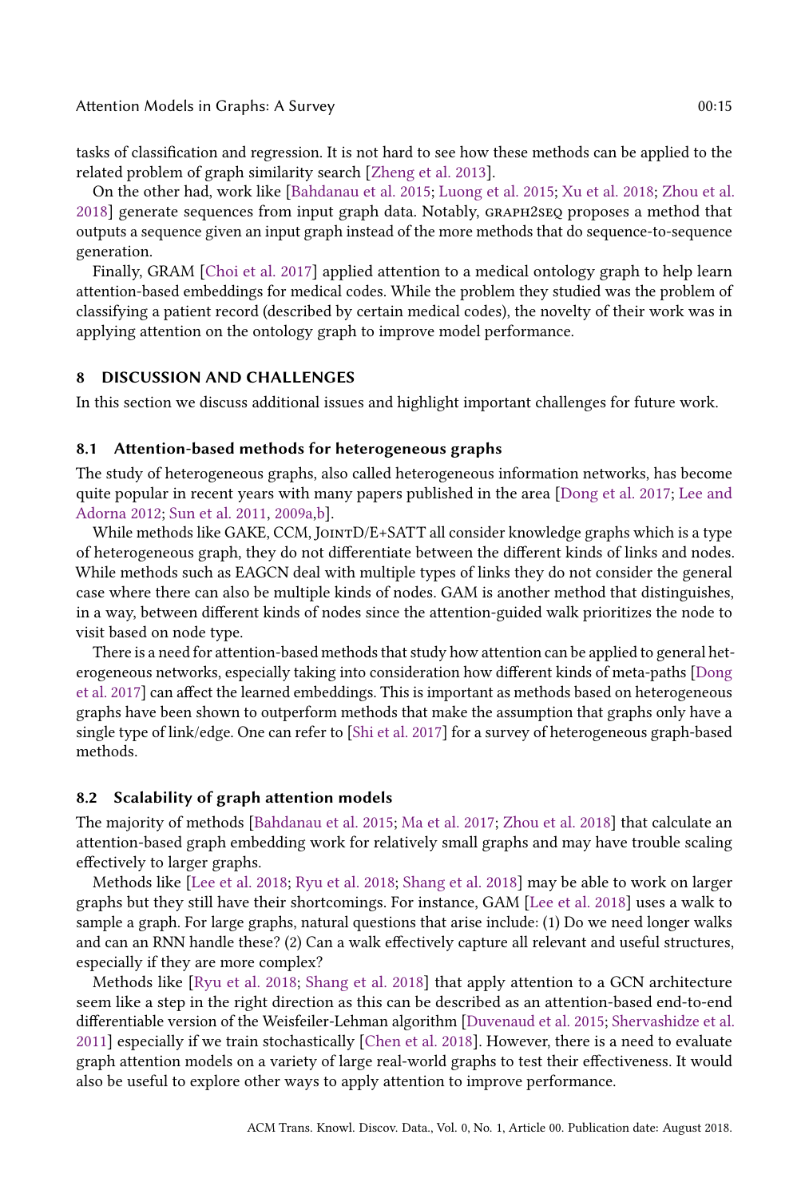tasks of classification and regression. It is not hard to see how these methods can be applied to the related problem of graph similarity search [Zheng et al. 2013].

On the other had, work like [Bahdanau et al. 2015; Luong et al. 2015; Xu et al. 2018; Zhou et al. 2018] generate sequences from input graph data. Notably, GRAPH2SEQ proposes a method that outputs a sequence given an input graph instead of the more methods that do sequence-to-sequence generation.

Finally, GRAM [Choi et al. 2017] applied attention to a medical ontology graph to help learn attention-based embeddings for medical codes. While the problem they studied was the problem of classifying a patient record (described by certain medical codes), the novelty of their work was in applying attention on the ontology graph to improve model performance.

## 8 DISCUSSION AND CHALLENGES

In this section we discuss additional issues and highlight important challenges for future work.

### 8.1 Attention-based methods for heterogeneous graphs

The study of heterogeneous graphs, also called heterogeneous information networks, has become quite popular in recent years with many papers published in the area [Dong et al. 2017; Lee and Adorna 2012; Sun et al. 2011, 2009a,b].

While methods like GAKE, CCM, JointD/E+SATT all consider knowledge graphs which is a type of heterogeneous graph, they do not differentiate between the different kinds of links and nodes. While methods such as EAGCN deal with multiple types of links they do not consider the general case where there can also be multiple kinds of nodes. GAM is another method that distinguishes, in a way, between different kinds of nodes since the attention-guided walk prioritizes the node to visit based on node type.

There is a need for attention-based methods that study how attention can be applied to general heterogeneous networks, especially taking into consideration how different kinds of meta-paths [Dong et al. 2017] can affect the learned embeddings. This is important as methods based on heterogeneous graphs have been shown to outperform methods that make the assumption that graphs only have a single type of link/edge. One can refer to [Shi et al. 2017] for a survey of heterogeneous graph-based methods.

### 8.2 Scalability of graph attention models

The majority of methods [Bahdanau et al. 2015; Ma et al. 2017; Zhou et al. 2018] that calculate an attention-based graph embedding work for relatively small graphs and may have trouble scaling effectively to larger graphs.

Methods like [Lee et al. 2018; Ryu et al. 2018; Shang et al. 2018] may be able to work on larger graphs but they still have their shortcomings. For instance, GAM [Lee et al. 2018] uses a walk to sample a graph. For large graphs, natural questions that arise include: (1) Do we need longer walks and can an RNN handle these? (2) Can a walk effectively capture all relevant and useful structures, especially if they are more complex?

Methods like [Ryu et al. 2018; Shang et al. 2018] that apply attention to a GCN architecture seem like a step in the right direction as this can be described as an attention-based end-to-end differentiable version of the Weisfeiler-Lehman algorithm [Duvenaud et al. 2015; Shervashidze et al. 2011] especially if we train stochastically [Chen et al. 2018]. However, there is a need to evaluate graph attention models on a variety of large real-world graphs to test their effectiveness. It would also be useful to explore other ways to apply attention to improve performance.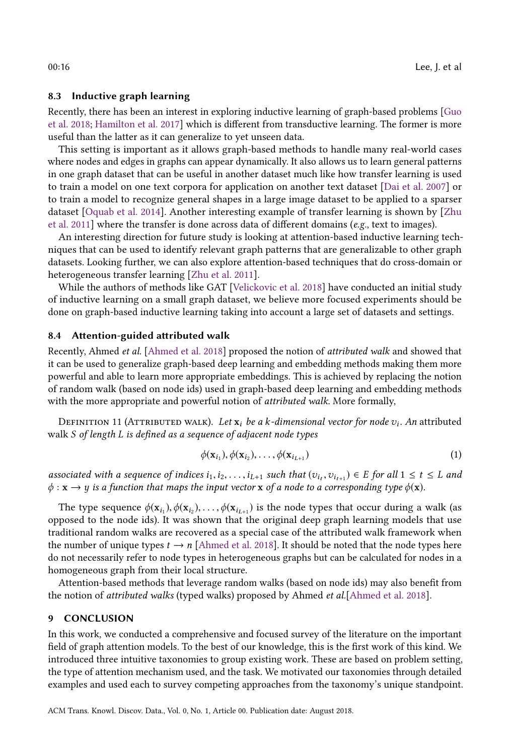### 8.3 Inductive graph learning

Recently, there has been an interest in exploring inductive learning of graph-based problems [Guo et al. 2018; Hamilton et al. 2017] which is different from transductive learning. The former is more useful than the latter as it can generalize to yet unseen data.

This setting is important as it allows graph-based methods to handle many real-world cases where nodes and edges in graphs can appear dynamically. It also allows us to learn general patterns in one graph dataset that can be useful in another dataset much like how transfer learning is used to train a model on one text corpora for application on another text dataset [Dai et al. 2007] or to train a model to recognize general shapes in a large image dataset to be applied to a sparser dataset [Oquab et al. 2014]. Another interesting example of transfer learning is shown by [Zhu et al. 2011] where the transfer is done across data of different domains (*e.g.*, text to images).

An interesting direction for future study is looking at attention-based inductive learning techniques that can be used to identify relevant graph patterns that are generalizable to other graph datasets. Looking further, we can also explore attention-based techniques that do cross-domain or heterogeneous transfer learning [Zhu et al. 2011].

While the authors of methods like GAT [Velickovic et al. 2018] have conducted an initial study of inductive learning on a small graph dataset, we believe more focused experiments should be done on graph-based inductive learning taking into account a large set of datasets and settings.

### 8.4 Attention-guided attributed walk

Recently, Ahmed *et al.* [Ahmed et al. 2018] proposed the notion of *attributed walk* and showed that it can be used to generalize graph-based deep learning and embedding methods making them more powerful and able to learn more appropriate embeddings. This is achieved by replacing the notion of random walk (based on node ids) used in graph-based deep learning and embedding methods with the more appropriate and powerful notion of *attributed walk*. More formally,

Definition 11 (Attributed walk). *Let $\mathbf{x}_i$ be a $k$-dimensional vector for node $v_i$. An* attributed walk *$S$ of length $L$ is defined as a sequence of adjacent node types*

$$\phi(\mathbf{x}_{i_1}), \phi(\mathbf{x}_{i_2}), \ldots, \phi(\mathbf{x}_{i_{L+1}}) \tag{1}$$

*associated with a sequence of indices $i_1, i_2, \ldots, i_{L+1}$ such that $(v_{i_t}, v_{i_{t+1}}) \in E$ for all $1 \leq t \leq L$ and $\phi : \mathbf{x} \rightarrow y$ is a function that maps the input vector $\mathbf{x}$ of a node to a corresponding type $\phi(\mathbf{x})$.*

The type sequence $\phi(\mathbf{x}_{i_1}), \phi(\mathbf{x}_{i_2}), \ldots, \phi(\mathbf{x}_{i_{L+1}})$ is the node types that occur during a walk (as opposed to the node ids). It was shown that the original deep graph learning models that use traditional random walks are recovered as a special case of the attributed walk framework when the number of unique types $t \rightarrow n$ [Ahmed et al. 2018]. It should be noted that the node types here do not necessarily refer to node types in heterogeneous graphs but can be calculated for nodes in a homogeneous graph from their local structure.

Attention-based methods that leverage random walks (based on node ids) may also benefit from the notion of *attributed walks* (typed walks) proposed by Ahmed *et al.*[Ahmed et al. 2018].

## 9 CONCLUSION

In this work, we conducted a comprehensive and focused survey of the literature on the important field of graph attention models. To the best of our knowledge, this is the first work of this kind. We introduced three intuitive taxonomies to group existing work. These are based on problem setting, the type of attention mechanism used, and the task. We motivated our taxonomies through detailed examples and used each to survey competing approaches from the taxonomy's unique standpoint.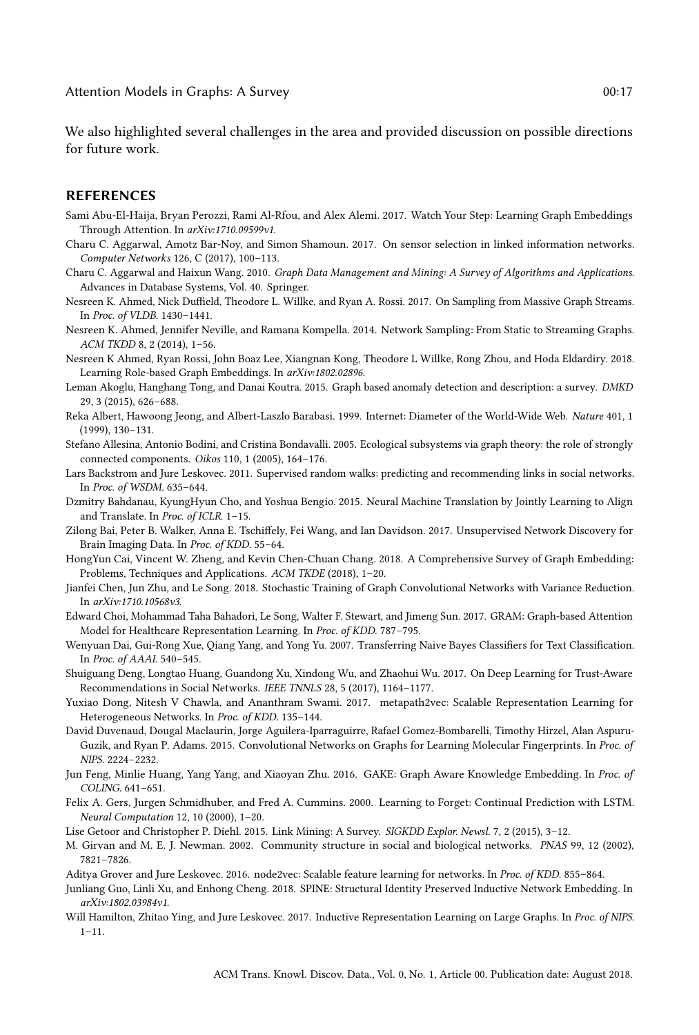We also highlighted several challenges in the area and provided discussion on possible directions for future work.

## REFERENCES

Sami Abu-El-Haija, Bryan Perozzi, Rami Al-Rfou, and Alex Alemi. 2017. Watch Your Step: Learning Graph Embeddings Through Attention. In *arXiv:1710.09599v1*.

Charu C. Aggarwal, Amotz Bar-Noy, and Simon Shamoun. 2017. On sensor selection in linked information networks. *Computer Networks* 126, C (2017), 100–113.

Charu C. Aggarwal and Haixun Wang. 2010. *Graph Data Management and Mining: A Survey of Algorithms and Applications.* Advances in Database Systems, Vol. 40. Springer.

Nesreen K. Ahmed, Nick Duffield, Theodore L. Willke, and Ryan A. Rossi. 2017. On Sampling from Massive Graph Streams. In *Proc. of VLDB*. 1430–1441.

Nesreen K. Ahmed, Jennifer Neville, and Ramana Kompella. 2014. Network Sampling: From Static to Streaming Graphs. *ACM TKDD* 8, 2 (2014), 1–56.

Nesreen K Ahmed, Ryan Rossi, John Boaz Lee, Xiangnan Kong, Theodore L Willke, Rong Zhou, and Hoda Eldardiry. 2018. Learning Role-based Graph Embeddings. In *arXiv:1802.02896*.

Leman Akoglu, Hanghang Tong, and Danai Koutra. 2015. Graph based anomaly detection and description: a survey. *DMKD* 29, 3 (2015), 626–688.

Reka Albert, Hawoong Jeong, and Albert-Laszlo Barabasi. 1999. Internet: Diameter of the World-Wide Web. *Nature* 401, 1 (1999), 130–131.

Stefano Allesina, Antonio Bodini, and Cristina Bondavalli. 2005. Ecological subsystems via graph theory: the role of strongly connected components. *Oikos* 110, 1 (2005), 164–176.

Lars Backstrom and Jure Leskovec. 2011. Supervised random walks: predicting and recommending links in social networks. In *Proc. of WSDM*. 635–644.

Dzmitry Bahdanau, KyungHyun Cho, and Yoshua Bengio. 2015. Neural Machine Translation by Jointly Learning to Align and Translate. In *Proc. of ICLR*. 1–15.

Zilong Bai, Peter B. Walker, Anna E. Tschiffely, Fei Wang, and Ian Davidson. 2017. Unsupervised Network Discovery for Brain Imaging Data. In *Proc. of KDD*. 55–64.

HongYun Cai, Vincent W. Zheng, and Kevin Chen-Chuan Chang. 2018. A Comprehensive Survey of Graph Embedding: Problems, Techniques and Applications. *ACM TKDE* (2018), 1–20.

Jianfei Chen, Jun Zhu, and Le Song. 2018. Stochastic Training of Graph Convolutional Networks with Variance Reduction. In *arXiv:1710.10568v3*.

Edward Choi, Mohammad Taha Bahadori, Le Song, Walter F. Stewart, and Jimeng Sun. 2017. GRAM: Graph-based Attention Model for Healthcare Representation Learning. In *Proc. of KDD*. 787–795.

Wenyuan Dai, Gui-Rong Xue, Qiang Yang, and Yong Yu. 2007. Transferring Naive Bayes Classifiers for Text Classification. In *Proc. of AAAI*. 540–545.

Shuiguang Deng, Longtao Huang, Guandong Xu, Xindong Wu, and Zhaohui Wu. 2017. On Deep Learning for Trust-Aware Recommendations in Social Networks. *IEEE TNNLS* 28, 5 (2017), 1164–1177.

Yuxiao Dong, Nitesh V Chawla, and Ananthram Swami. 2017. metapath2vec: Scalable Representation Learning for Heterogeneous Networks. In *Proc. of KDD*. 135–144.

David Duvenaud, Dougal Maclaurin, Jorge Aguilera-Iparraguirre, Rafael Gomez-Bombarelli, Timothy Hirzel, Alan Aspuru-Guzik, and Ryan P. Adams. 2015. Convolutional Networks on Graphs for Learning Molecular Fingerprints. In *Proc. of NIPS*. 2224–2232.

Jun Feng, Minlie Huang, Yang Yang, and Xiaoyan Zhu. 2016. GAKE: Graph Aware Knowledge Embedding. In *Proc. of COLING*. 641–651.

Felix A. Gers, Jurgen Schmidhuber, and Fred A. Cummins. 2000. Learning to Forget: Continual Prediction with LSTM. *Neural Computation* 12, 10 (2000), 1–20.

Lise Getoor and Christopher P. Diehl. 2015. Link Mining: A Survey. *SIGKDD Explor. Newsl.* 7, 2 (2015), 3–12.

M. Girvan and M. E. J. Newman. 2002. Community structure in social and biological networks. *PNAS* 99, 12 (2002), 7821–7826.

Aditya Grover and Jure Leskovec. 2016. node2vec: Scalable feature learning for networks. In *Proc. of KDD*. 855–864.

Junliang Guo, Linli Xu, and Enhong Cheng. 2018. SPINE: Structural Identity Preserved Inductive Network Embedding. In *arXiv:1802.03984v1*.

Will Hamilton, Zhitao Ying, and Jure Leskovec. 2017. Inductive Representation Learning on Large Graphs. In *Proc. of NIPS*. 1–11.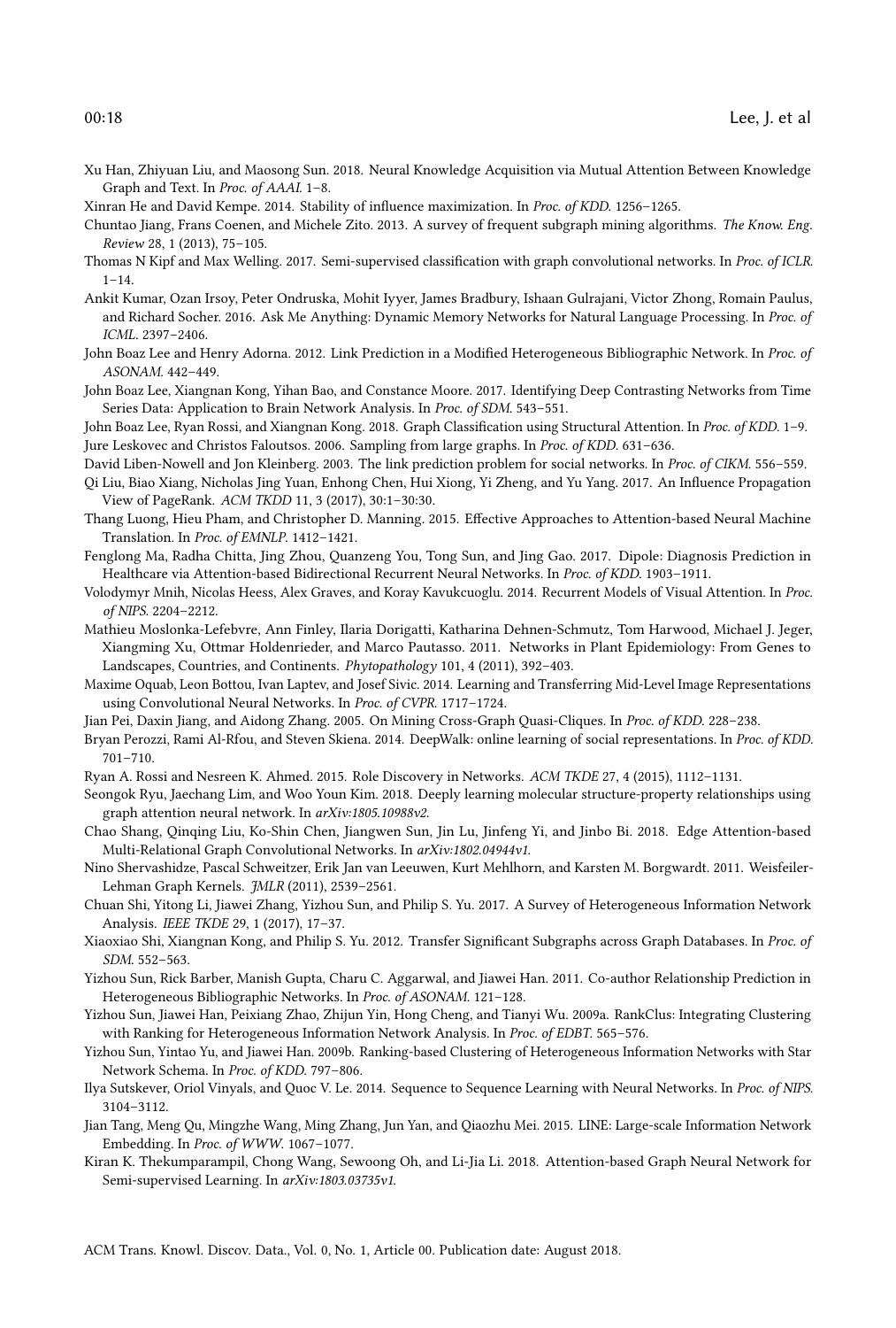Xu Han, Zhiyuan Liu, and Maosong Sun. 2018. Neural Knowledge Acquisition via Mutual Attention Between Knowledge Graph and Text. In *Proc. of AAAI*. 1–8.

Xinran He and David Kempe. 2014. Stability of influence maximization. In *Proc. of KDD*. 1256–1265.

Chuntao Jiang, Frans Coenen, and Michele Zito. 2013. A survey of frequent subgraph mining algorithms. *The Know. Eng. Review* 28, 1 (2013), 75–105.

Thomas N Kipf and Max Welling. 2017. Semi-supervised classification with graph convolutional networks. In *Proc. of ICLR*. 1–14.

Ankit Kumar, Ozan Irsoy, Peter Ondruska, Mohit Iyyer, James Bradbury, Ishaan Gulrajani, Victor Zhong, Romain Paulus, and Richard Socher. 2016. Ask Me Anything: Dynamic Memory Networks for Natural Language Processing. In *Proc. of ICML*. 2397–2406.

John Boaz Lee and Henry Adorna. 2012. Link Prediction in a Modified Heterogeneous Bibliographic Network. In *Proc. of ASONAM*. 442–449.

John Boaz Lee, Xiangnan Kong, Yihan Bao, and Constance Moore. 2017. Identifying Deep Contrasting Networks from Time Series Data: Application to Brain Network Analysis. In *Proc. of SDM*. 543–551.

John Boaz Lee, Ryan Rossi, and Xiangnan Kong. 2018. Graph Classification using Structural Attention. In *Proc. of KDD*. 1–9.

Jure Leskovec and Christos Faloutsos. 2006. Sampling from large graphs. In *Proc. of KDD*. 631–636.

David Liben-Nowell and Jon Kleinberg. 2003. The link prediction problem for social networks. In *Proc. of CIKM*. 556–559.

Qi Liu, Biao Xiang, Nicholas Jing Yuan, Enhong Chen, Hui Xiong, Yi Zheng, and Yu Yang. 2017. An Influence Propagation View of PageRank. *ACM TKDD* 11, 3 (2017), 30:1–30:30.

Thang Luong, Hieu Pham, and Christopher D. Manning. 2015. Effective Approaches to Attention-based Neural Machine Translation. In *Proc. of EMNLP*. 1412–1421.

Fenglong Ma, Radha Chitta, Jing Zhou, Quanzeng You, Tong Sun, and Jing Gao. 2017. Dipole: Diagnosis Prediction in Healthcare via Attention-based Bidirectional Recurrent Neural Networks. In *Proc. of KDD*. 1903–1911.

Volodymyr Mnih, Nicolas Heess, Alex Graves, and Koray Kavukcuoglu. 2014. Recurrent Models of Visual Attention. In *Proc. of NIPS*. 2204–2212.

Mathieu Moslonka-Lefebvre, Ann Finley, Ilaria Dorigatti, Katharina Dehnen-Schmutz, Tom Harwood, Michael J. Jeger, Xiangming Xu, Ottmar Holdenrieder, and Marco Pautasso. 2011. Networks in Plant Epidemiology: From Genes to Landscapes, Countries, and Continents. *Phytopathology* 101, 4 (2011), 392–403.

Maxime Oquab, Leon Bottou, Ivan Laptev, and Josef Sivic. 2014. Learning and Transferring Mid-Level Image Representations using Convolutional Neural Networks. In *Proc. of CVPR*. 1717–1724.

Jian Pei, Daxin Jiang, and Aidong Zhang. 2005. On Mining Cross-Graph Quasi-Cliques. In *Proc. of KDD*. 228–238.

Bryan Perozzi, Rami Al-Rfou, and Steven Skiena. 2014. DeepWalk: online learning of social representations. In *Proc. of KDD*. 701–710.

Ryan A. Rossi and Nesreen K. Ahmed. 2015. Role Discovery in Networks. *ACM TKDE* 27, 4 (2015), 1112–1131.

Seongok Ryu, Jaechang Lim, and Woo Youn Kim. 2018. Deeply learning molecular structure-property relationships using graph attention neural network. In *arXiv:1805.10988v2*.

Chao Shang, Qinqing Liu, Ko-Shin Chen, Jiangwen Sun, Jin Lu, Jinfeng Yi, and Jinbo Bi. 2018. Edge Attention-based Multi-Relational Graph Convolutional Networks. In *arXiv:1802.04944v1*.

Nino Shervashidze, Pascal Schweitzer, Erik Jan van Leeuwen, Kurt Mehlhorn, and Karsten M. Borgwardt. 2011. Weisfeiler-Lehman Graph Kernels. *JMLR* (2011), 2539–2561.

Chuan Shi, Yitong Li, Jiawei Zhang, Yizhou Sun, and Philip S. Yu. 2017. A Survey of Heterogeneous Information Network Analysis. *IEEE TKDE* 29, 1 (2017), 17–37.

Xiaoxiao Shi, Xiangnan Kong, and Philip S. Yu. 2012. Transfer Significant Subgraphs across Graph Databases. In *Proc. of SDM*. 552–563.

Yizhou Sun, Rick Barber, Manish Gupta, Charu C. Aggarwal, and Jiawei Han. 2011. Co-author Relationship Prediction in Heterogeneous Bibliographic Networks. In *Proc. of ASONAM*. 121–128.

Yizhou Sun, Jiawei Han, Peixiang Zhao, Zhijun Yin, Hong Cheng, and Tianyi Wu. 2009a. RankClus: Integrating Clustering with Ranking for Heterogeneous Information Network Analysis. In *Proc. of EDBT*. 565–576.

Yizhou Sun, Yintao Yu, and Jiawei Han. 2009b. Ranking-based Clustering of Heterogeneous Information Networks with Star Network Schema. In *Proc. of KDD*. 797–806.

Ilya Sutskever, Oriol Vinyals, and Quoc V. Le. 2014. Sequence to Sequence Learning with Neural Networks. In *Proc. of NIPS*. 3104–3112.

Jian Tang, Meng Qu, Mingzhe Wang, Ming Zhang, Jun Yan, and Qiaozhu Mei. 2015. LINE: Large-scale Information Network Embedding. In *Proc. of WWW*. 1067–1077.

Kiran K. Thekumparampil, Chong Wang, Sewoong Oh, and Li-Jia Li. 2018. Attention-based Graph Neural Network for Semi-supervised Learning. In *arXiv:1803.03735v1*.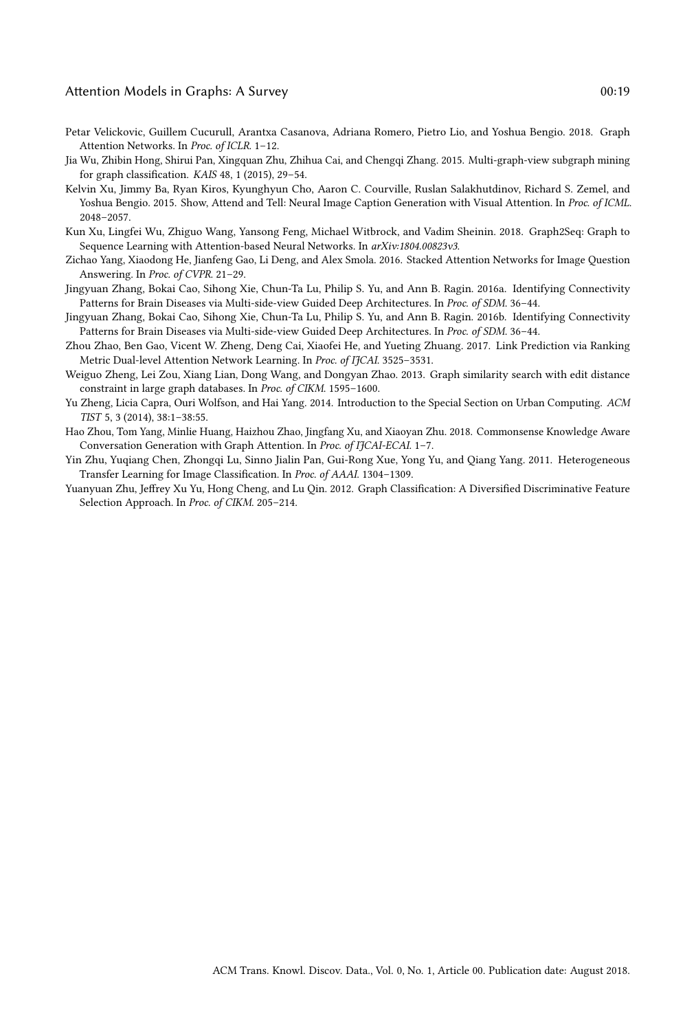Petar Velickovic, Guillem Cucurull, Arantxa Casanova, Adriana Romero, Pietro Lio, and Yoshua Bengio. 2018. Graph Attention Networks. In *Proc. of ICLR*. 1–12.

Jia Wu, Zhibin Hong, Shirui Pan, Xingquan Zhu, Zhihua Cai, and Chengqi Zhang. 2015. Multi-graph-view subgraph mining for graph classification. *KAIS* 48, 1 (2015), 29–54.

Kelvin Xu, Jimmy Ba, Ryan Kiros, Kyunghyun Cho, Aaron C. Courville, Ruslan Salakhutdinov, Richard S. Zemel, and Yoshua Bengio. 2015. Show, Attend and Tell: Neural Image Caption Generation with Visual Attention. In *Proc. of ICML*. 2048–2057.

Kun Xu, Lingfei Wu, Zhiguo Wang, Yansong Feng, Michael Witbrock, and Vadim Sheinin. 2018. Graph2Seq: Graph to Sequence Learning with Attention-based Neural Networks. In *arXiv:1804.00823v3*.

Zichao Yang, Xiaodong He, Jianfeng Gao, Li Deng, and Alex Smola. 2016. Stacked Attention Networks for Image Question Answering. In *Proc. of CVPR*. 21–29.

Jingyuan Zhang, Bokai Cao, Sihong Xie, Chun-Ta Lu, Philip S. Yu, and Ann B. Ragin. 2016a. Identifying Connectivity Patterns for Brain Diseases via Multi-side-view Guided Deep Architectures. In *Proc. of SDM*. 36–44.

Jingyuan Zhang, Bokai Cao, Sihong Xie, Chun-Ta Lu, Philip S. Yu, and Ann B. Ragin. 2016b. Identifying Connectivity Patterns for Brain Diseases via Multi-side-view Guided Deep Architectures. In *Proc. of SDM*. 36–44.

Zhou Zhao, Ben Gao, Vicent W. Zheng, Deng Cai, Xiaofei He, and Yueting Zhuang. 2017. Link Prediction via Ranking Metric Dual-level Attention Network Learning. In *Proc. of IJCAI*. 3525–3531.

Weiguo Zheng, Lei Zou, Xiang Lian, Dong Wang, and Dongyan Zhao. 2013. Graph similarity search with edit distance constraint in large graph databases. In *Proc. of CIKM*. 1595–1600.

Yu Zheng, Licia Capra, Ouri Wolfson, and Hai Yang. 2014. Introduction to the Special Section on Urban Computing. *ACM TIST* 5, 3 (2014), 38:1–38:55.

Hao Zhou, Tom Yang, Minlie Huang, Haizhou Zhao, Jingfang Xu, and Xiaoyan Zhu. 2018. Commonsense Knowledge Aware Conversation Generation with Graph Attention. In *Proc. of IJCAI-ECAI*. 1–7.

Yin Zhu, Yuqiang Chen, Zhongqi Lu, Sinno Jialin Pan, Gui-Rong Xue, Yong Yu, and Qiang Yang. 2011. Heterogeneous Transfer Learning for Image Classification. In *Proc. of AAAI*. 1304–1309.

Yuanyuan Zhu, Jeffrey Xu Yu, Hong Cheng, and Lu Qin. 2012. Graph Classification: A Diversified Discriminative Feature Selection Approach. In *Proc. of CIKM*. 205–214.